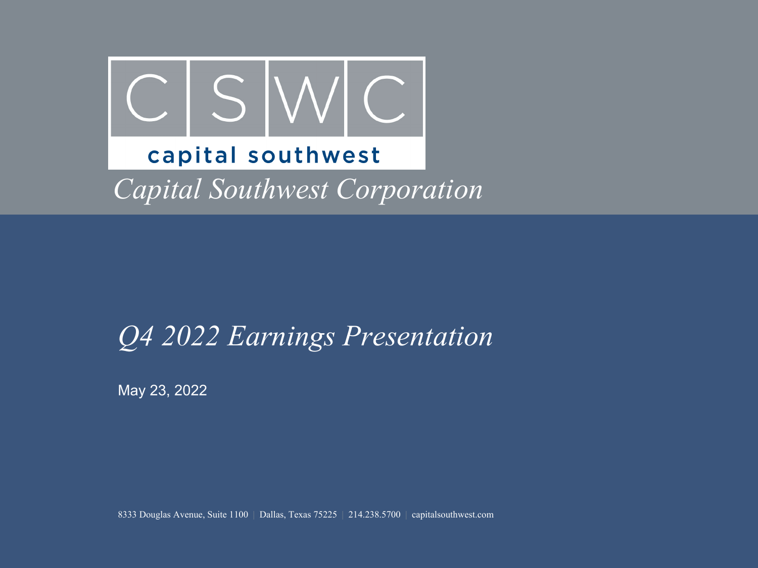# C S W C

capital southwest

*Capital Southwest Corporation*

## *Q4 2022 Earnings Presentation*

May 23, 2022

8333 Douglas Avenue, Suite 1100 | Dallas, Texas 75225 | 214.238.5700 | capitalsouthwest.com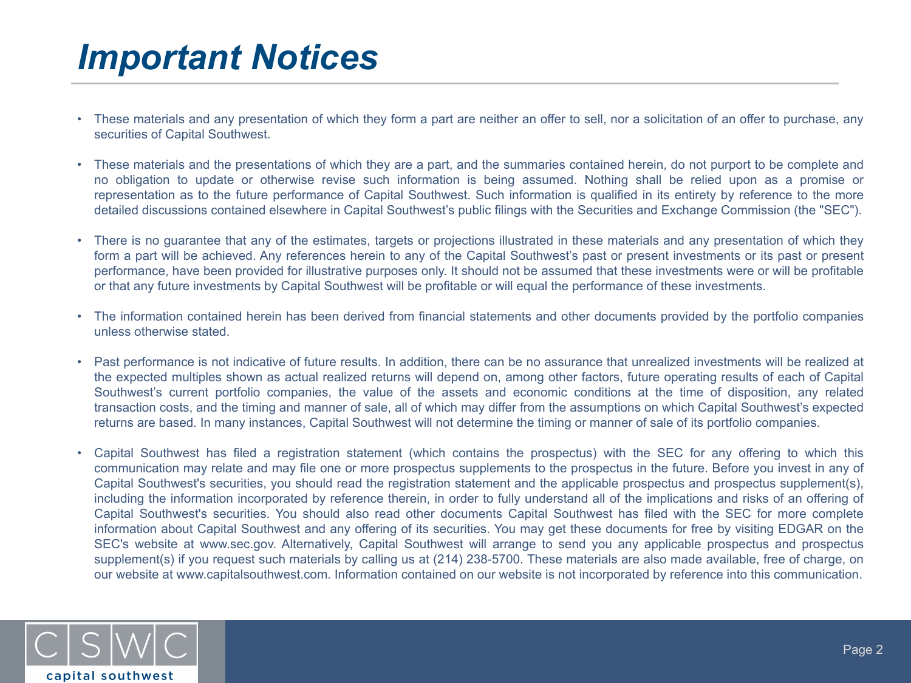# Important Notices

- These materials and any presentation of which they form a part are neither an offer to sell, nor a solicitation of an offer to purchase, any securities of Capital Southwest.
- These materials and the presentations of which they are a part, and the summaries contained herein, do not purport to be complete and no obligation to update or otherwise revise such information is being assumed. Nothing shall be relied upon as a promise or representation as to the future performance of Capital Southwest. Such information is qualified in its entirety by reference to the more detailed discussions contained elsewhere in Capital Southwest's public filings with the Securities and Exchange Commission (the "SEC").
- There is no guarantee that any of the estimates, targets or projections illustrated in these materials and any presentation of which they form a part will be achieved. Any references herein to any of the Capital Southwest's past or present investments or its past or present performance, have been provided for illustrative purposes only. It should not be assumed that these investments were or will be profitable or that any future investments by Capital Southwest will be profitable or will equal the performance of these investments.
- The information contained herein has been derived from financial statements and other documents provided by the portfolio companies unless otherwise stated.
- Past performance is not indicative of future results. In addition, there can be no assurance that unrealized investments will be realized at the expected multiples shown as actual realized returns will depend on, among other factors, future operating results of each of Capital Southwest's current portfolio companies, the value of the assets and economic conditions at the time of disposition, any related transaction costs, and the timing and manner of sale, all of which may differ from the assumptions on which Capital Southwest's expected returns are based. In many instances, Capital Southwest will not determine the timing or manner of sale of its portfolio companies.
- Capital Southwest has filed a registration statement (which contains the prospectus) with the SEC for any offering to which this communication may relate and may file one or more prospectus supplements to the prospectus in the future. Before you invest in any of Capital Southwest's securities, you should read the registration statement and the applicable prospectus and prospectus supplement(s), including the information incorporated by reference therein, in order to fully understand all of the implications and risks of an offering of Capital Southwest's securities. You should also read other documents Capital Southwest has filed with the SEC for more complete information about Capital Southwest and any offering of its securities. You may get these documents for free by visiting EDGAR on the SEC's website at www.sec.gov. Alternatively, Capital Southwest will arrange to send you any applicable prospectus and prospectus supplement(s) if you request such materials by calling us at (214) 238-5700. These materials are also made available, free of charge, on our website at www.capitalsouthwest.com. Information contained on our website is not incorporated by reference into this communication.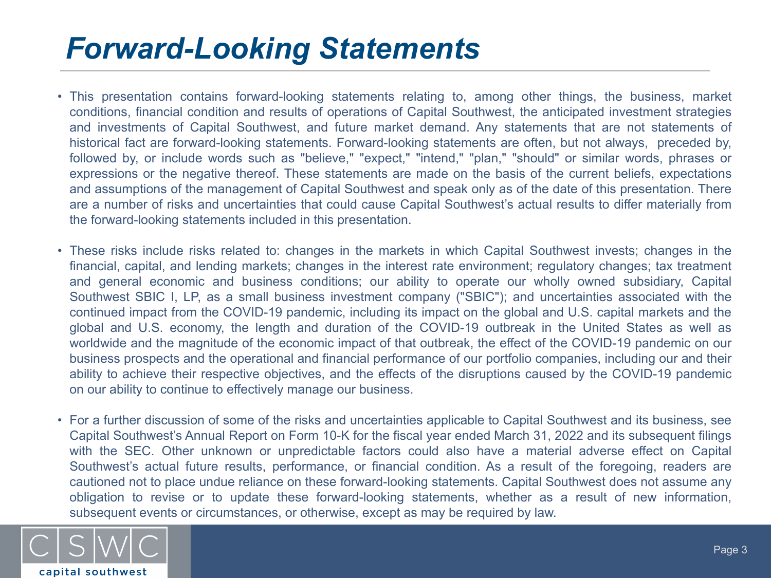# Forward-Looking Statements

- This presentation contains forward-looking statements relating to, among other things, the business, market conditions, financial condition and results of operations of Capital Southwest, the anticipated investment strategies and investments of Capital Southwest, and future market demand. Any statements that are not statements of historical fact are forward-looking statements. Forward-looking statements are often, but not always, preceded by, followed by, or include words such as "believe," "expect," "intend," "plan," "should" or similar words, phrases or expressions or the negative thereof. These statements are made on the basis of the current beliefs, expectations and assumptions of the management of Capital Southwest and speak only as of the date of this presentation. There are a number of risks and uncertainties that could cause Capital Southwest's actual results to differ materially from the forward-looking statements included in this presentation.

- These risks include risks related to: changes in the markets in which Capital Southwest invests; changes in the financial, capital, and lending markets; changes in the interest rate environment; regulatory changes; tax treatment and general economic and business conditions; our ability to operate our wholly owned subsidiary, Capital Southwest SBIC I, LP, as a small business investment company ("SBIC"); and uncertainties associated with the continued impact from the COVID-19 pandemic, including its impact on the global and U.S. capital markets and the global and U.S. economy, the length and duration of the COVID-19 outbreak in the United States as well as worldwide and the magnitude of the economic impact of that outbreak, the effect of the COVID-19 pandemic on our business prospects and the operational and financial performance of our portfolio companies, including our and their ability to achieve their respective objectives, and the effects of the disruptions caused by the COVID-19 pandemic on our ability to continue to effectively manage our business.

- For a further discussion of some of the risks and uncertainties applicable to Capital Southwest and its business, see Capital Southwest's Annual Report on Form 10-K for the fiscal year ended March 31, 2022 and its subsequent filings with the SEC. Other unknown or unpredictable factors could also have a material adverse effect on Capital Southwest's actual future results, performance, or financial condition. As a result of the foregoing, readers are cautioned not to place undue reliance on these forward-looking statements. Capital Southwest does not assume any obligation to revise or to update these forward-looking statements, whether as a result of new information, subsequent events or circumstances, or otherwise, except as may be required by law.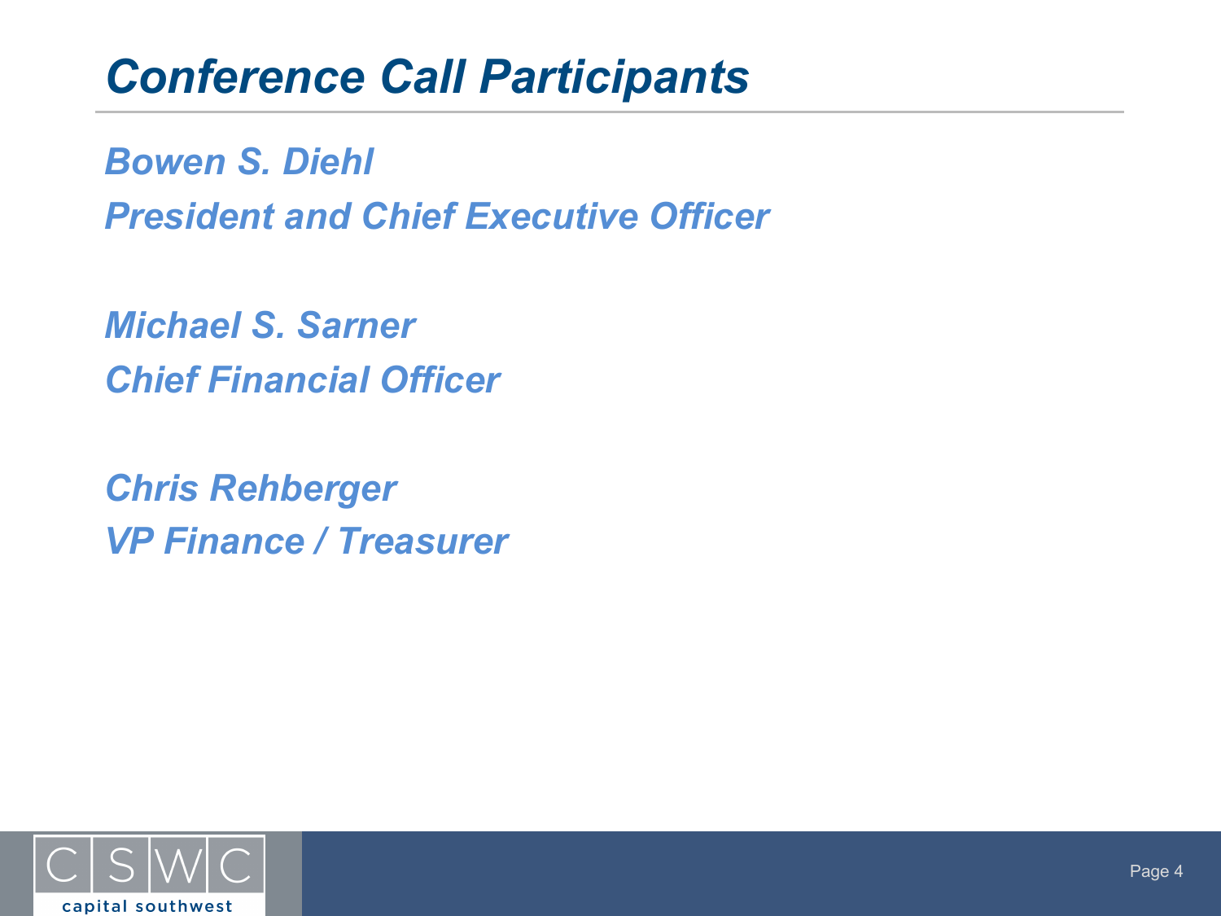# *Conference Call Participants*

***Bowen S. Diehl***
***President and Chief Executive Officer***

***Michael S. Sarner***
***Chief Financial Officer***

***Chris Rehberger***
***VP Finance / Treasurer***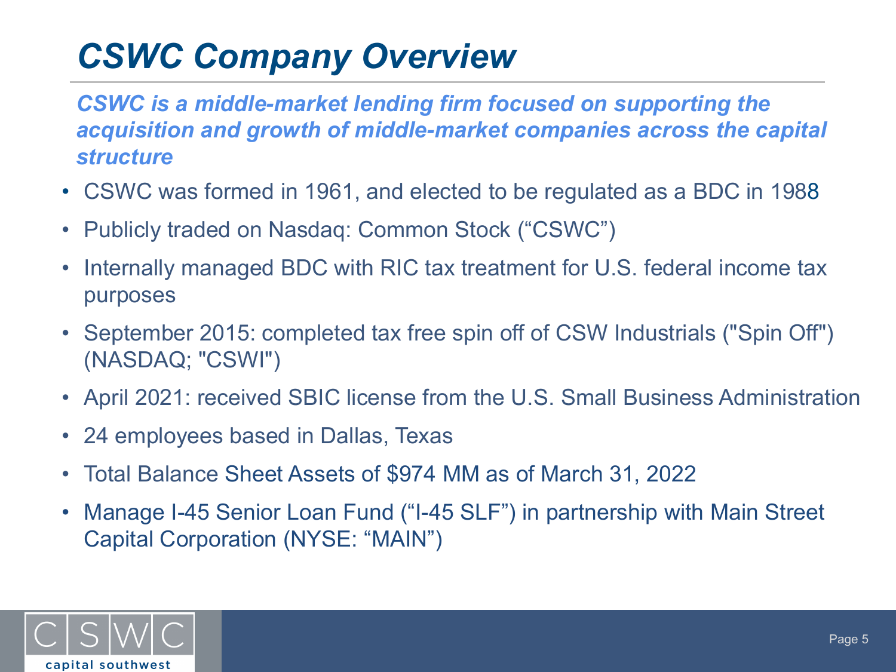# CSWC Company Overview

***CSWC is a middle-market lending firm focused on supporting the acquisition and growth of middle-market companies across the capital structure***

- CSWC was formed in 1961, and elected to be regulated as a BDC in 1988
- Publicly traded on Nasdaq: Common Stock ("CSWC")
- Internally managed BDC with RIC tax treatment for U.S. federal income tax purposes
- September 2015: completed tax free spin off of CSW Industrials ("Spin Off") (NASDAQ; "CSWI")
- April 2021: received SBIC license from the U.S. Small Business Administration
- 24 employees based in Dallas, Texas
- Total Balance Sheet Assets of $974 MM as of March 31, 2022
- Manage I-45 Senior Loan Fund ("I-45 SLF") in partnership with Main Street Capital Corporation (NYSE: "MAIN")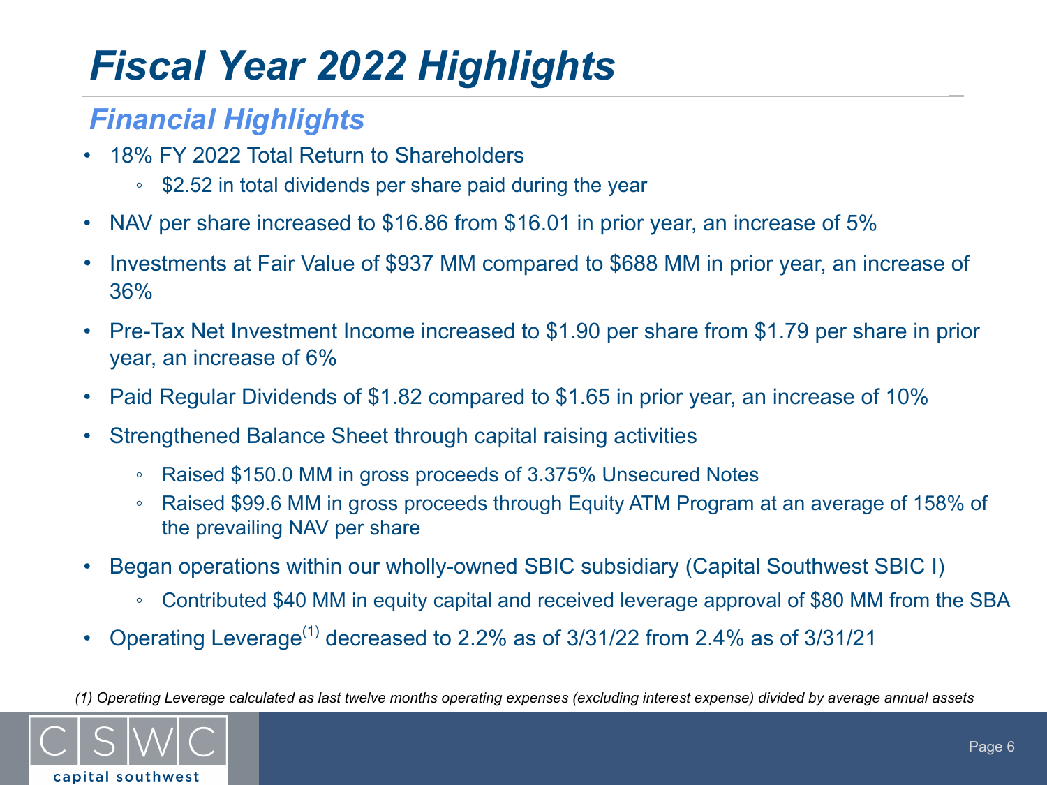# Fiscal Year 2022 Highlights

## Financial Highlights

- 18% FY 2022 Total Return to Shareholders
  - $2.52 in total dividends per share paid during the year
- NAV per share increased to $16.86 from $16.01 in prior year, an increase of 5%
- Investments at Fair Value of $937 MM compared to $688 MM in prior year, an increase of 36%
- Pre-Tax Net Investment Income increased to $1.90 per share from $1.79 per share in prior year, an increase of 6%
- Paid Regular Dividends of $1.82 compared to $1.65 in prior year, an increase of 10%
- Strengthened Balance Sheet through capital raising activities
  - Raised $150.0 MM in gross proceeds of 3.375% Unsecured Notes
  - Raised $99.6 MM in gross proceeds through Equity ATM Program at an average of 158% of the prevailing NAV per share
- Began operations within our wholly-owned SBIC subsidiary (Capital Southwest SBIC I)
  - Contributed $40 MM in equity capital and received leverage approval of $80 MM from the SBA
- Operating Leverage[1] decreased to 2.2% as of 3/31/22 from 2.4% as of 3/31/21

*(1) Operating Leverage calculated as last twelve months operating expenses (excluding interest expense) divided by average annual assets*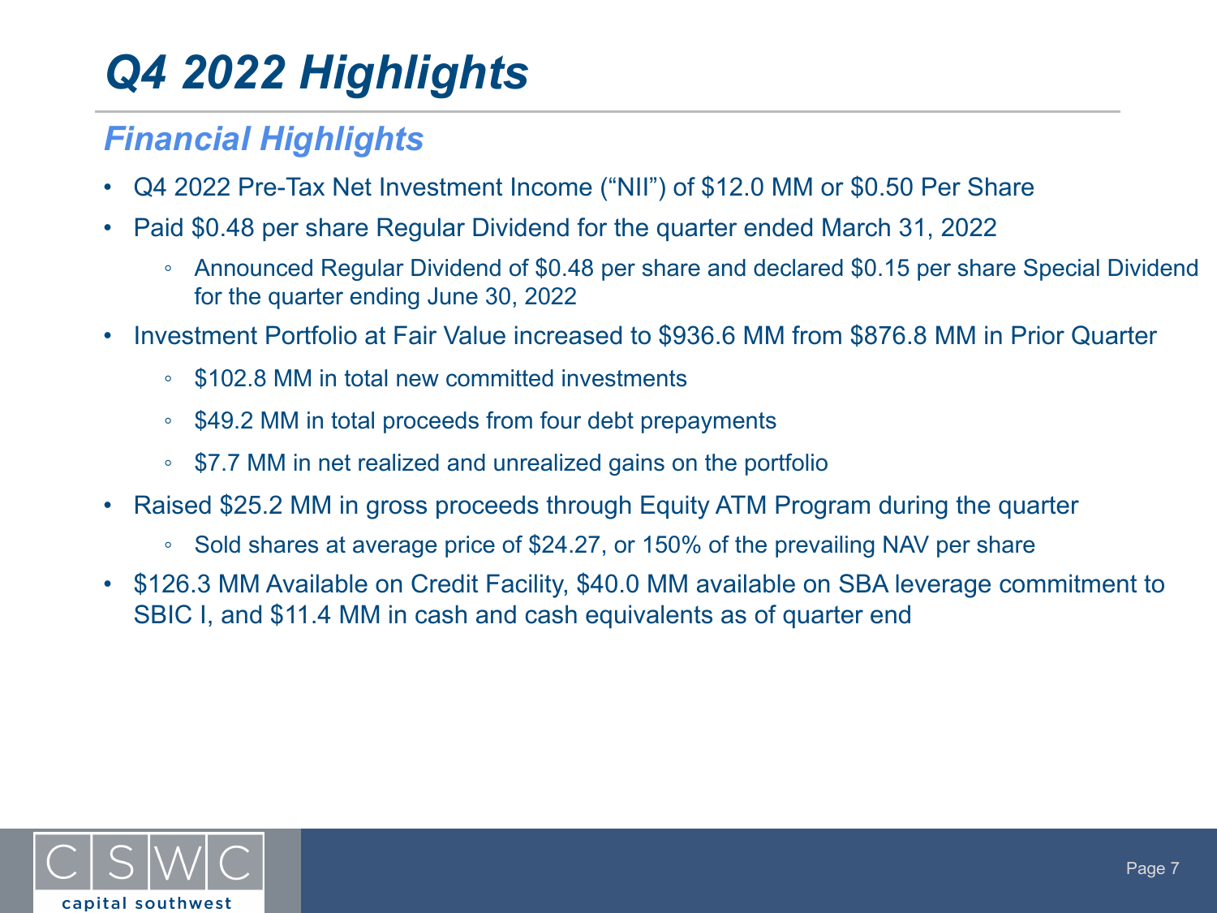# Q4 2022 Highlights

## Financial Highlights

- Q4 2022 Pre-Tax Net Investment Income ("NII") of $12.0 MM or $0.50 Per Share
- Paid $0.48 per share Regular Dividend for the quarter ended March 31, 2022
  - Announced Regular Dividend of $0.48 per share and declared $0.15 per share Special Dividend for the quarter ending June 30, 2022
- Investment Portfolio at Fair Value increased to $936.6 MM from $876.8 MM in Prior Quarter
  - $102.8 MM in total new committed investments
  - $49.2 MM in total proceeds from four debt prepayments
  - $7.7 MM in net realized and unrealized gains on the portfolio
- Raised $25.2 MM in gross proceeds through Equity ATM Program during the quarter
  - Sold shares at average price of $24.27, or 150% of the prevailing NAV per share
- $126.3 MM Available on Credit Facility, $40.0 MM available on SBA leverage commitment to SBIC I, and $11.4 MM in cash and cash equivalents as of quarter end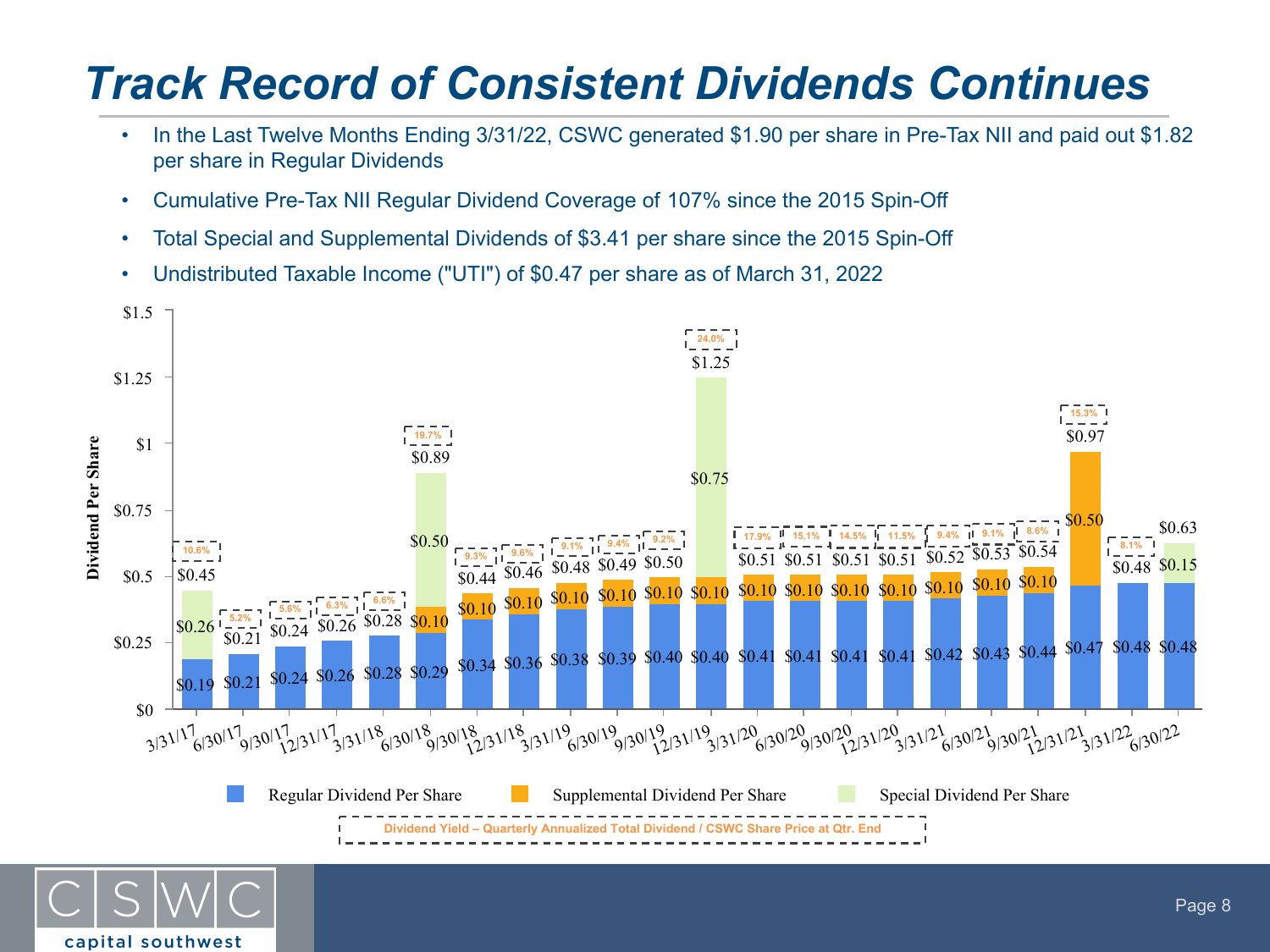# Track Record of Consistent Dividends Continues

- In the Last Twelve Months Ending 3/31/22, CSWC generated $1.90 per share in Pre-Tax NII and paid out $1.82 per share in Regular Dividends
- Cumulative Pre-Tax NII Regular Dividend Coverage of 107% since the 2015 Spin-Off
- Total Special and Supplemental Dividends of $3.41 per share since the 2015 Spin-Off
- Undistributed Taxable Income ("UTI") of $0.47 per share as of March 31, 2022

| Quarter | Regular Dividend Per Share | Supplemental Dividend Per Share | Special Dividend Per Share | Total | Dividend Yield |
|---|---|---|---|---|---|
| 3/31/17 | $0.19 | | $0.26 | $0.45 | 10.6% |
| 6/30/17 | $0.21 | | | $0.21 | 5.2% |
| 9/30/17 | $0.24 | | | $0.24 | 5.6% |
| 12/31/17 | $0.26 | | | $0.26 | 6.3% |
| 3/31/18 | $0.28 | | | $0.28 | 6.6% |
| 6/30/18 | $0.29 | $0.10 | $0.50 | $0.89 | 19.7% |
| 9/30/18 | $0.34 | $0.10 | | $0.44 | 9.3% |
| 12/31/18 | $0.36 | $0.10 | | $0.46 | 9.6% |
| 3/31/19 | $0.38 | $0.10 | | $0.48 | 9.1% |
| 6/30/19 | $0.39 | $0.10 | | $0.49 | 9.4% |
| 9/30/19 | $0.40 | $0.10 | | $0.50 | 9.2% |
| 12/31/19 | $0.40 | $0.10 | $0.75 | $1.25 | 24.0% |
| 3/31/20 | $0.41 | $0.10 | | $0.51 | 17.9% |
| 6/30/20 | $0.41 | $0.10 | | $0.51 | 15.1% |
| 9/30/20 | $0.41 | $0.10 | | $0.51 | 14.5% |
| 12/31/20 | $0.41 | $0.10 | | $0.51 | 11.5% |
| 3/31/21 | $0.42 | $0.10 | | $0.52 | 9.4% |
| 6/30/21 | $0.43 | $0.10 | | $0.53 | 9.1% |
| 9/30/21 | $0.44 | $0.10 | | $0.54 | 8.6% |
| 12/31/21 | $0.47 | $0.50 | | $0.97 | 15.3% |
| 3/31/22 | $0.48 | | | $0.48 | 8.1% |
| 6/30/22 | $0.48 | | $0.15 | $0.63 | |

Dividend Per Share

Dividend Yield – Quarterly Annualized Total Dividend / CSWC Share Price at Qtr. End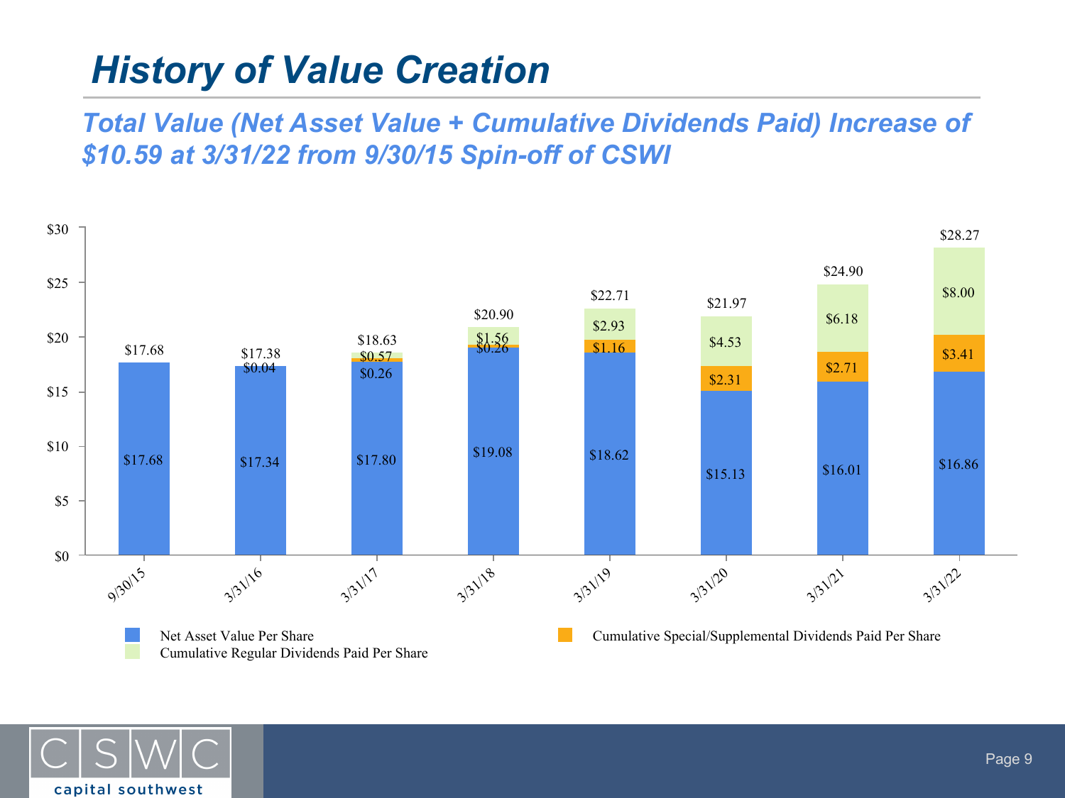# History of Value Creation

## Total Value (Net Asset Value + Cumulative Dividends Paid) Increase of $10.59 at 3/31/22 from 9/30/15 Spin-off of CSWI

| Date | Net Asset Value Per Share | Cumulative Special/Supplemental Dividends Paid Per Share | Cumulative Regular Dividends Paid Per Share | Total |
|---|---|---|---|---|
| 9/30/15 | $17.68 | | | $17.68 |
| 3/31/16 | $17.34 | | $0.04 | $17.38 |
| 3/31/17 | $17.80 | $0.26 | $0.57 | $18.63 |
| 3/31/18 | $19.08 | $0.26 | $1.56 | $20.90 |
| 3/31/19 | $18.62 | $1.16 | $2.93 | $22.71 |
| 3/31/20 | $15.13 | $2.31 | $4.53 | $21.97 |
| 3/31/21 | $16.01 | $2.71 | $6.18 | $24.90 |
| 3/31/22 | $16.86 | $3.41 | $8.00 | $28.27 |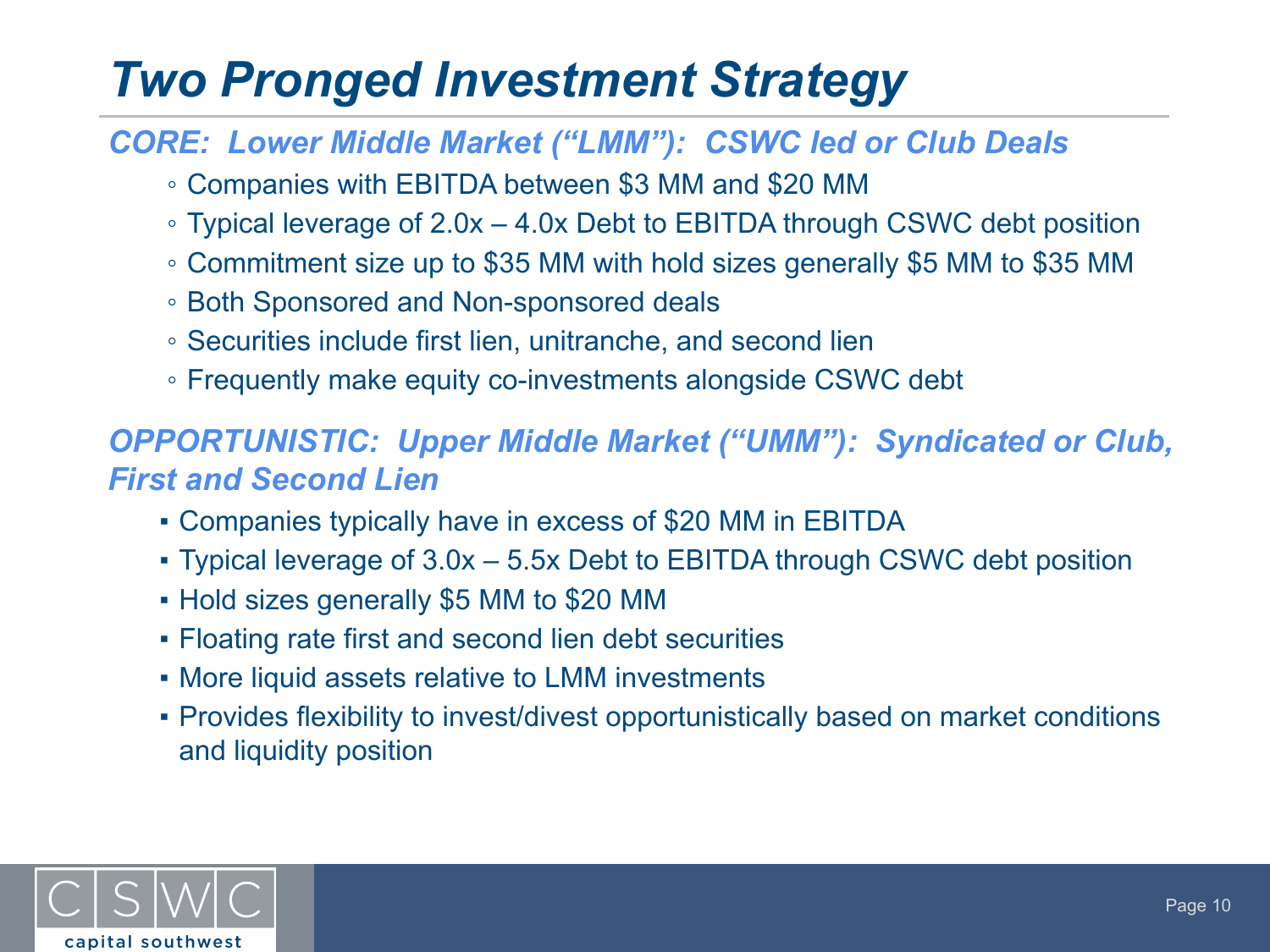# Two Pronged Investment Strategy

## *CORE: Lower Middle Market ("LMM"): CSWC led or Club Deals*

- Companies with EBITDA between \$3 MM and \$20 MM
- Typical leverage of 2.0x – 4.0x Debt to EBITDA through CSWC debt position
- Commitment size up to \$35 MM with hold sizes generally \$5 MM to \$35 MM
- Both Sponsored and Non-sponsored deals
- Securities include first lien, unitranche, and second lien
- Frequently make equity co-investments alongside CSWC debt

## *OPPORTUNISTIC: Upper Middle Market ("UMM"): Syndicated or Club, First and Second Lien*

- Companies typically have in excess of \$20 MM in EBITDA
- Typical leverage of 3.0x – 5.5x Debt to EBITDA through CSWC debt position
- Hold sizes generally \$5 MM to \$20 MM
- Floating rate first and second lien debt securities
- More liquid assets relative to LMM investments
- Provides flexibility to invest/divest opportunistically based on market conditions and liquidity position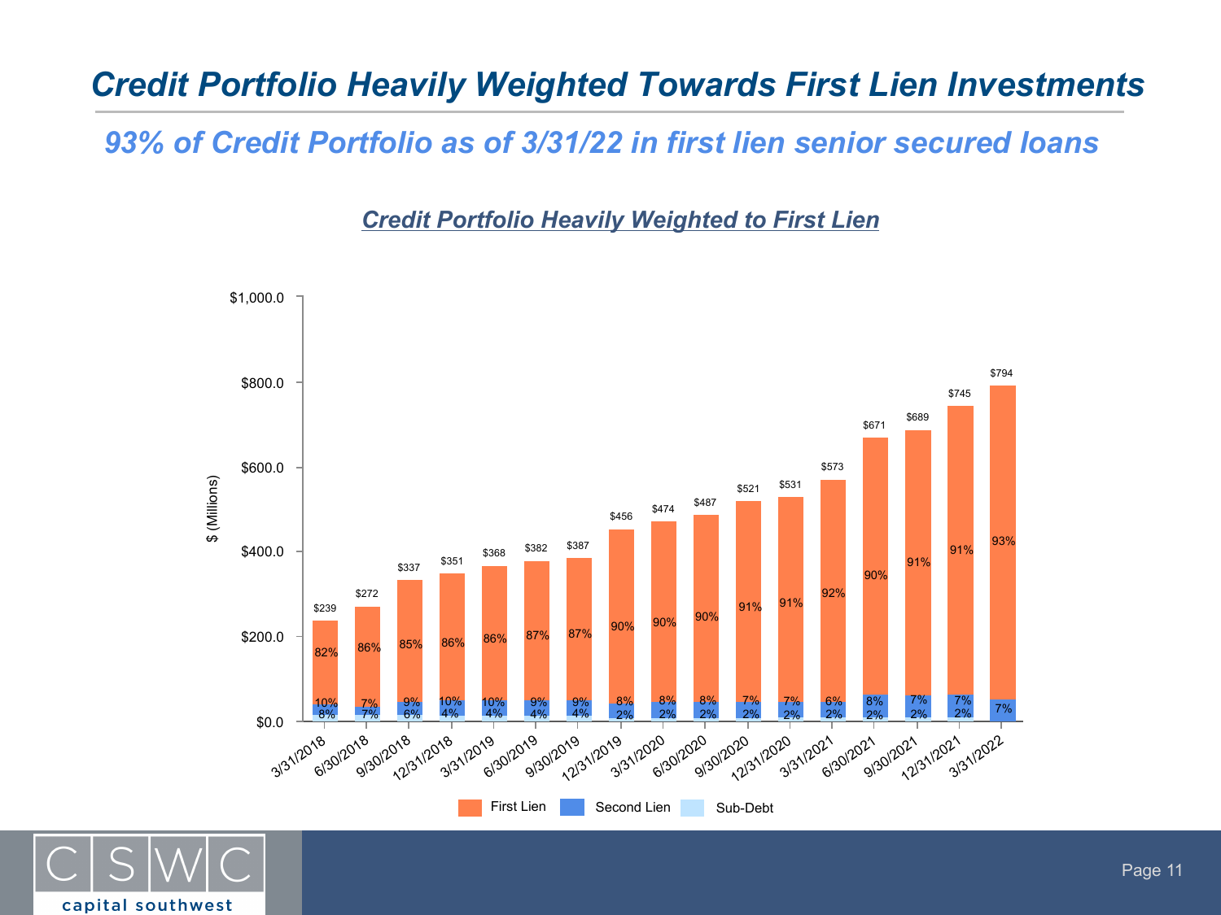# Credit Portfolio Heavily Weighted Towards First Lien Investments

## 93% of Credit Portfolio as of 3/31/22 in first lien senior secured loans

### Credit Portfolio Heavily Weighted to First Lien

| Date | Total ($ Millions) | First Lien | Second Lien | Sub-Debt |
|---|---|---|---|---|
| 3/31/2018 | $239 | 82% | 10% | 8% |
| 6/30/2018 | $272 | 86% | 7% | 7% |
| 9/30/2018 | $337 | 85% | 9% | 6% |
| 12/31/2018 | $351 | 86% | 10% | 4% |
| 3/31/2019 | $368 | 86% | 10% | 4% |
| 6/30/2019 | $382 | 87% | 9% | 4% |
| 9/30/2019 | $387 | 87% | 9% | 4% |
| 12/31/2019 | $456 | 90% | 8% | 2% |
| 3/31/2020 | $474 | 90% | 8% | 2% |
| 6/30/2020 | $487 | 90% | 8% | 2% |
| 9/30/2020 | $521 | 91% | 7% | 2% |
| 12/31/2020 | $531 | 91% | 7% | 2% |
| 3/31/2021 | $573 | 92% | 6% | 2% |
| 6/30/2021 | $671 | 90% | 8% | 2% |
| 9/30/2021 | $689 | 91% | 7% | 2% |
| 12/31/2021 | $745 | 91% | 7% | 2% |
| 3/31/2022 | $794 | 93% | 7% | |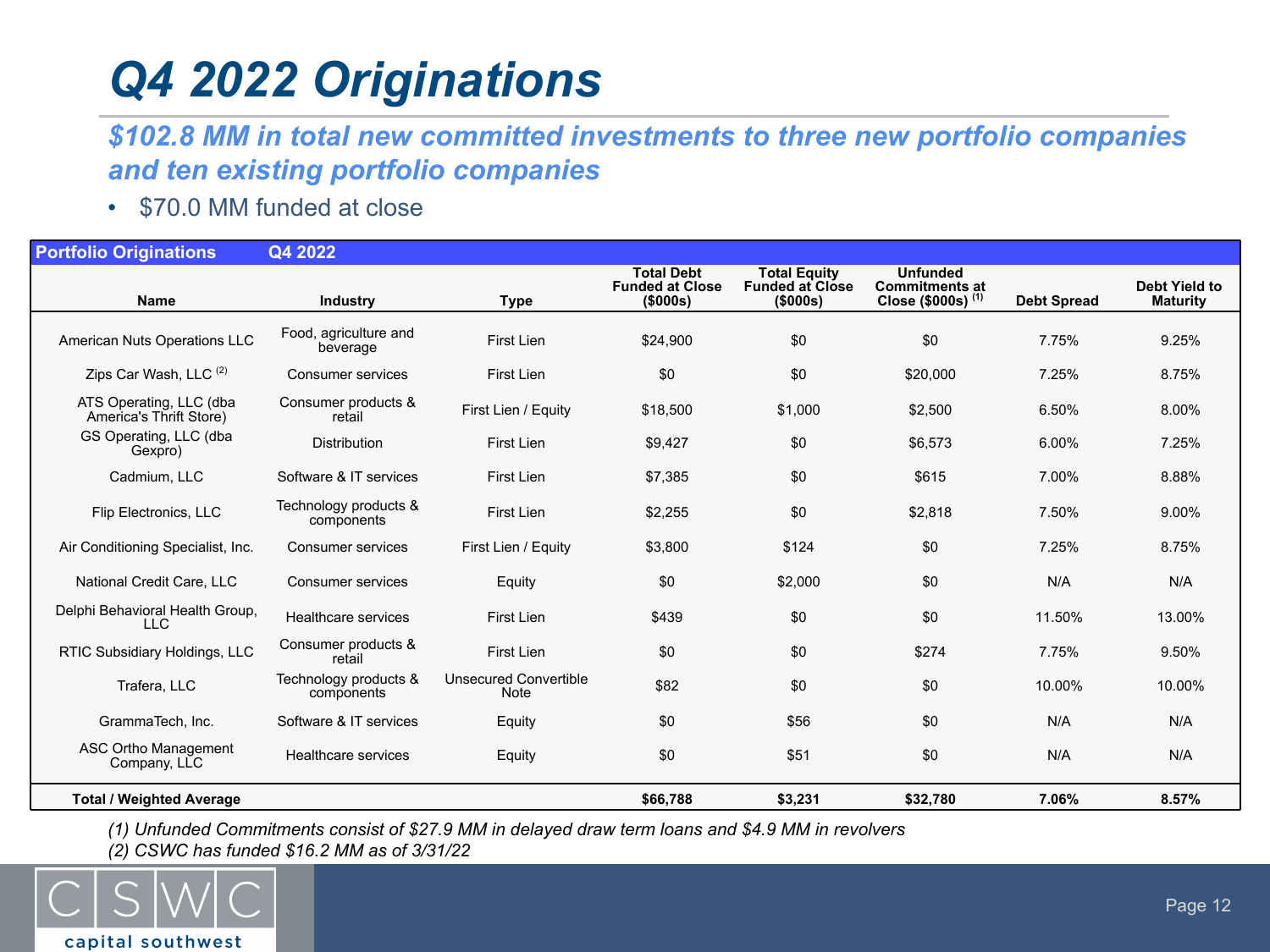# Q4 2022 Originations

## *$102.8 MM in total new committed investments to three new portfolio companies and ten existing portfolio companies*

- $70.0 MM funded at close

| Portfolio Originations | Q4 2022 | | | | | | |
|---|---|---|---|---|---|---|---|
| Name | Industry | Type | Total Debt Funded at Close ($000s) | Total Equity Funded at Close ($000s) | Unfunded Commitments at Close ($000s) [1] | Debt Spread | Debt Yield to Maturity |
| American Nuts Operations LLC | Food, agriculture and beverage | First Lien | $24,900 | $0 | $0 | 7.75% | 9.25% |
| Zips Car Wash, LLC [2] | Consumer services | First Lien | $0 | $0 | $20,000 | 7.25% | 8.75% |
| ATS Operating, LLC (dba America's Thrift Store) | Consumer products & retail | First Lien / Equity | $18,500 | $1,000 | $2,500 | 6.50% | 8.00% |
| GS Operating, LLC (dba Gexpro) | Distribution | First Lien | $9,427 | $0 | $6,573 | 6.00% | 7.25% |
| Cadmium, LLC | Software & IT services | First Lien | $7,385 | $0 | $615 | 7.00% | 8.88% |
| Flip Electronics, LLC | Technology products & components | First Lien | $2,255 | $0 | $2,818 | 7.50% | 9.00% |
| Air Conditioning Specialist, Inc. | Consumer services | First Lien / Equity | $3,800 | $124 | $0 | 7.25% | 8.75% |
| National Credit Care, LLC | Consumer services | Equity | $0 | $2,000 | $0 | N/A | N/A |
| Delphi Behavioral Health Group, LLC | Healthcare services | First Lien | $439 | $0 | $0 | 11.50% | 13.00% |
| RTIC Subsidiary Holdings, LLC | Consumer products & retail | First Lien | $0 | $0 | $274 | 7.75% | 9.50% |
| Trafera, LLC | Technology products & components | Unsecured Convertible Note | $82 | $0 | $0 | 10.00% | 10.00% |
| GrammaTech, Inc. | Software & IT services | Equity | $0 | $56 | $0 | N/A | N/A |
| ASC Ortho Management Company, LLC | Healthcare services | Equity | $0 | $51 | $0 | N/A | N/A |
| **Total / Weighted Average** | | | **$66,788** | **$3,231** | **$32,780** | **7.06%** | **8.57%** |

*(1) Unfunded Commitments consist of $27.9 MM in delayed draw term loans and $4.9 MM in revolvers*

*(2) CSWC has funded $16.2 MM as of 3/31/22*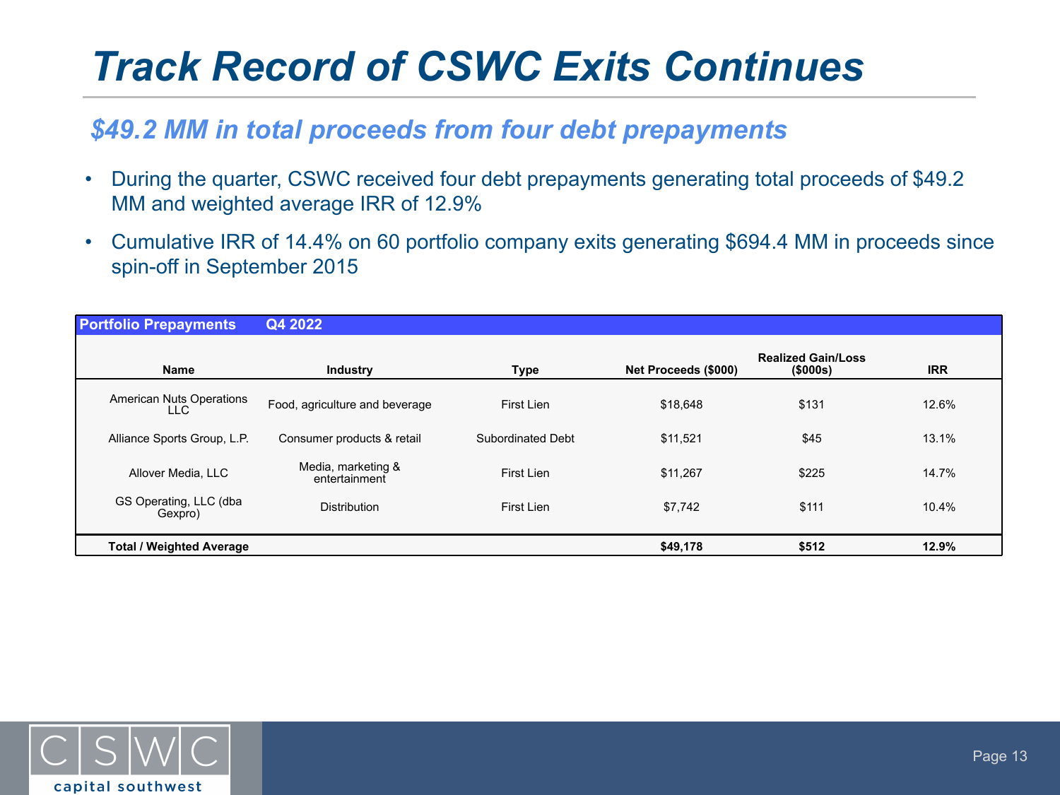# Track Record of CSWC Exits Continues

## *$49.2 MM in total proceeds from four debt prepayments*

- During the quarter, CSWC received four debt prepayments generating total proceeds of $49.2 MM and weighted average IRR of 12.9%
- Cumulative IRR of 14.4% on 60 portfolio company exits generating $694.4 MM in proceeds since spin-off in September 2015

| **Portfolio Prepayments** | **Q4 2022** | | | | |
|---|---|---|---|---|---|
| **Name** | **Industry** | **Type** | **Net Proceeds ($000)** | **Realized Gain/Loss ($000s)** | **IRR** |
| American Nuts Operations LLC | Food, agriculture and beverage | First Lien | $18,648 | $131 | 12.6% |
| Alliance Sports Group, L.P. | Consumer products & retail | Subordinated Debt | $11,521 | $45 | 13.1% |
| Allover Media, LLC | Media, marketing & entertainment | First Lien | $11,267 | $225 | 14.7% |
| GS Operating, LLC (dba Gexpro) | Distribution | First Lien | $7,742 | $111 | 10.4% |
| **Total / Weighted Average** | | | **$49,178** | **$512** | **12.9%** |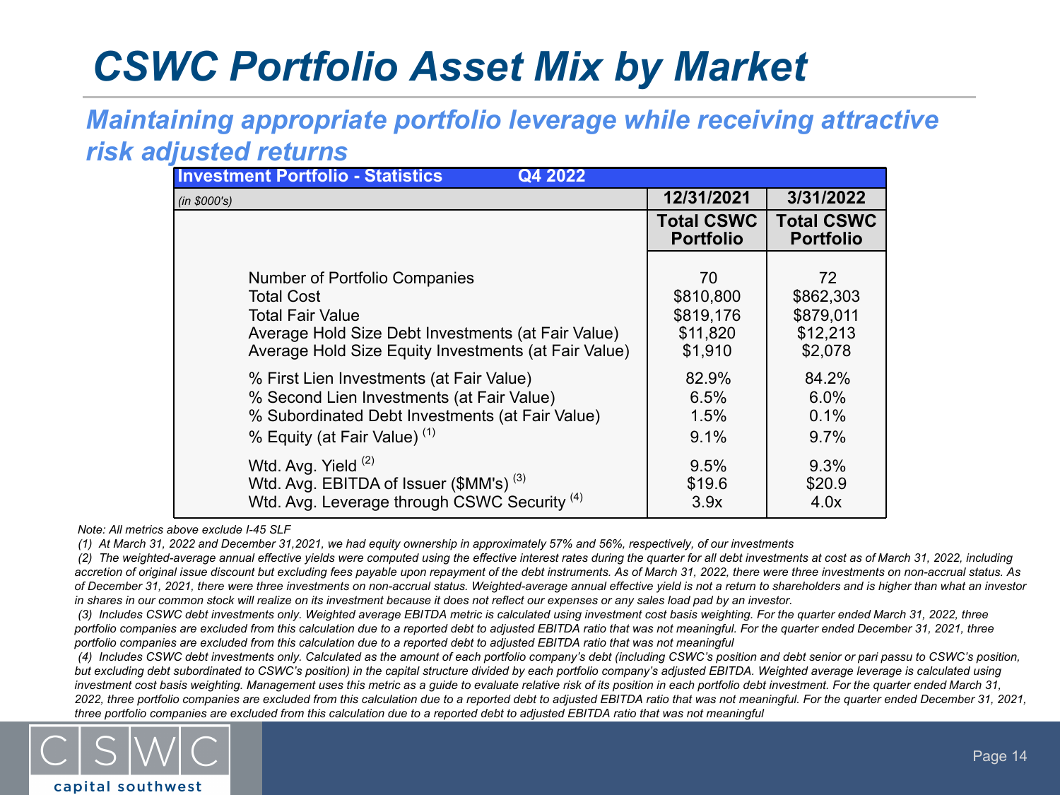# CSWC Portfolio Asset Mix by Market

## *Maintaining appropriate portfolio leverage while receiving attractive risk adjusted returns*

| **Investment Portfolio - Statistics Q4 2022** | | |
|---|---|---|
| *(in $000's)* | **12/31/2021** | **3/31/2022** |
| | **Total CSWC Portfolio** | **Total CSWC Portfolio** |
| Number of Portfolio Companies | 70 | 72 |
| Total Cost | $810,800 | $862,303 |
| Total Fair Value | $819,176 | $879,011 |
| Average Hold Size Debt Investments (at Fair Value) | $11,820 | $12,213 |
| Average Hold Size Equity Investments (at Fair Value) | $1,910 | $2,078 |
| % First Lien Investments (at Fair Value) | 82.9% | 84.2% |
| % Second Lien Investments (at Fair Value) | 6.5% | 6.0% |
| % Subordinated Debt Investments (at Fair Value) | 1.5% | 0.1% |
| % Equity (at Fair Value) (1) | 9.1% | 9.7% |
| Wtd. Avg. Yield (2) | 9.5% | 9.3% |
| Wtd. Avg. EBITDA of Issuer ($MM's) (3) | $19.6 | $20.9 |
| Wtd. Avg. Leverage through CSWC Security (4) | 3.9x | 4.0x |

*Note: All metrics above exclude I-45 SLF*

*(1) At March 31, 2022 and December 31,2021, we had equity ownership in approximately 57% and 56%, respectively, of our investments*

*(2) The weighted-average annual effective yields were computed using the effective interest rates during the quarter for all debt investments at cost as of March 31, 2022, including accretion of original issue discount but excluding fees payable upon repayment of the debt instruments. As of March 31, 2022, there were three investments on non-accrual status. As of December 31, 2021, there were three investments on non-accrual status. Weighted-average annual effective yield is not a return to shareholders and is higher than what an investor in shares in our common stock will realize on its investment because it does not reflect our expenses or any sales load pad by an investor.*

*(3) Includes CSWC debt investments only. Weighted average EBITDA metric is calculated using investment cost basis weighting. For the quarter ended March 31, 2022, three portfolio companies are excluded from this calculation due to a reported debt to adjusted EBITDA ratio that was not meaningful. For the quarter ended December 31, 2021, three portfolio companies are excluded from this calculation due to a reported debt to adjusted EBITDA ratio that was not meaningful*

*(4) Includes CSWC debt investments only. Calculated as the amount of each portfolio company's debt (including CSWC's position and debt senior or pari passu to CSWC's position, but excluding debt subordinated to CSWC's position) in the capital structure divided by each portfolio company's adjusted EBITDA. Weighted average leverage is calculated using investment cost basis weighting. Management uses this metric as a guide to evaluate relative risk of its position in each portfolio debt investment. For the quarter ended March 31, 2022, three portfolio companies are excluded from this calculation due to a reported debt to adjusted EBITDA ratio that was not meaningful. For the quarter ended December 31, 2021, three portfolio companies are excluded from this calculation due to a reported debt to adjusted EBITDA ratio that was not meaningful*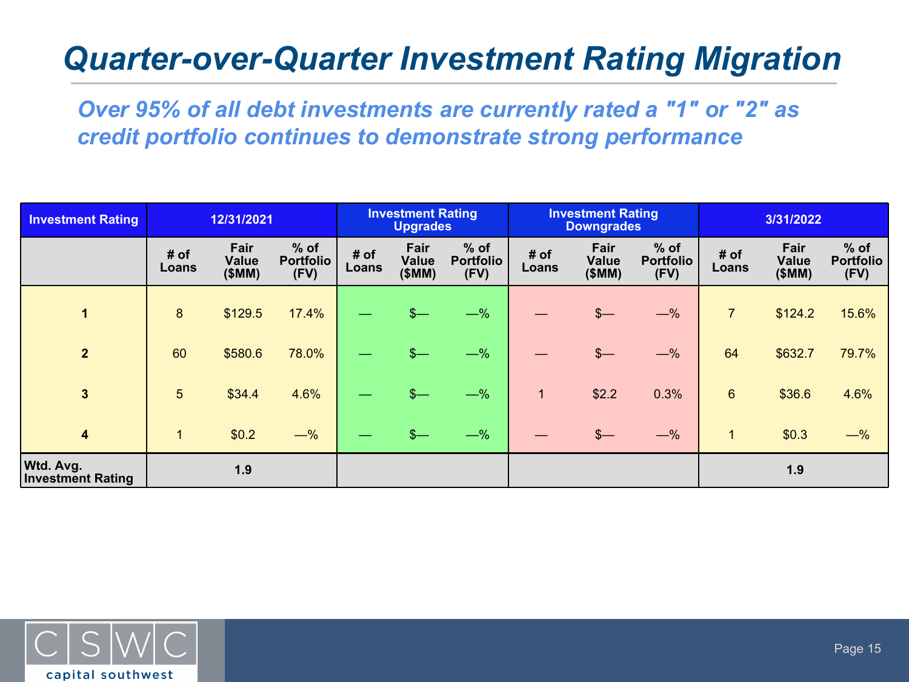# Quarter-over-Quarter Investment Rating Migration

***Over 95% of all debt investments are currently rated a "1" or "2" as credit portfolio continues to demonstrate strong performance***

| Investment Rating | 12/31/2021 | | | Investment Rating Upgrades | | | Investment Rating Downgrades | | | 3/31/2022 | | |
|---|---|---|---|---|---|---|---|---|---|---|---|---|
| | # of Loans | Fair Value ($MM) | % of Portfolio (FV) | # of Loans | Fair Value ($MM) | % of Portfolio (FV) | # of Loans | Fair Value ($MM) | % of Portfolio (FV) | # of Loans | Fair Value ($MM) | % of Portfolio (FV) |
| **1** | 8 | $129.5 | 17.4% | — | $— | —% | — | $— | —% | 7 | $124.2 | 15.6% |
| **2** | 60 | $580.6 | 78.0% | — | $— | —% | — | $— | —% | 64 | $632.7 | 79.7% |
| **3** | 5 | $34.4 | 4.6% | — | $— | —% | 1 | $2.2 | 0.3% | 6 | $36.6 | 4.6% |
| **4** | 1 | $0.2 | —% | — | $— | —% | — | $— | —% | 1 | $0.3 | —% |
| **Wtd. Avg. Investment Rating** | | **1.9** | | | | | | | | | **1.9** | |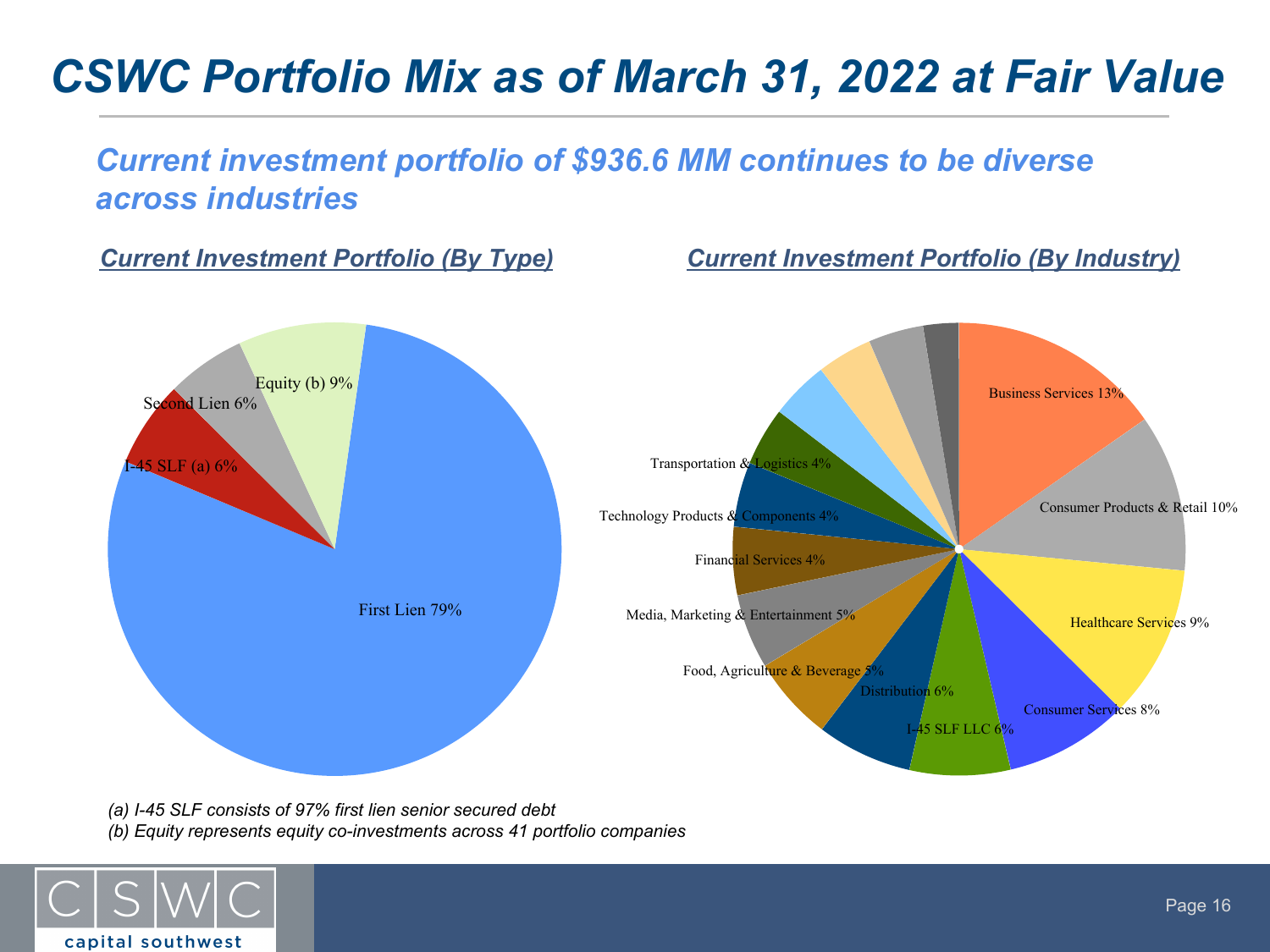# CSWC Portfolio Mix as of March 31, 2022 at Fair Value

## Current investment portfolio of $936.6 MM continues to be diverse across industries

### Current Investment Portfolio (By Type)

| Type | % |
|---|---|
| First Lien | 79% |
| Equity (b) | 9% |
| Second Lien | 6% |
| I-45 SLF (a) | 6% |

### Current Investment Portfolio (By Industry)

| Industry | % |
|---|---|
| Business Services | 13% |
| Consumer Products & Retail | 10% |
| Healthcare Services | 9% |
| Consumer Services | 8% |
| I-45 SLF LLC | 6% |
| Distribution | 6% |
| Food, Agriculture & Beverage | 5% |
| Media, Marketing & Entertainment | 5% |
| Financial Services | 4% |
| Technology Products & Components | 4% |
| Transportation & Logistics | 4% |

*(a) I-45 SLF consists of 97% first lien senior secured debt*
*(b) Equity represents equity co-investments across 41 portfolio companies*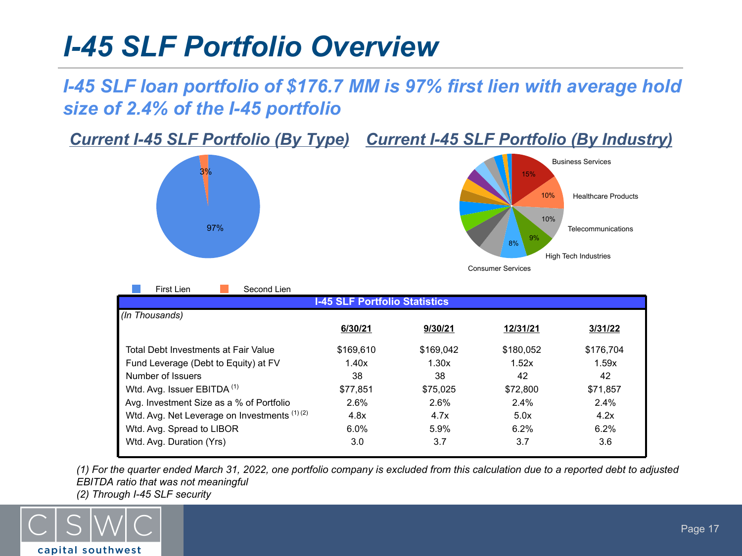# I-45 SLF Portfolio Overview

## I-45 SLF loan portfolio of $176.7 MM is 97% first lien with average hold size of 2.4% of the I-45 portfolio

### Current I-45 SLF Portfolio (By Type)

- First Lien: 97%
- Second Lien: 3%

### Current I-45 SLF Portfolio (By Industry)

- Business Services: 15%
- Healthcare Products: 10%
- Telecommunications: 10%
- High Tech Industries: 9%
- Consumer Services: 8%

**I-45 SLF Portfolio Statistics**

*(In Thousands)*

| | 6/30/21 | 9/30/21 | 12/31/21 | 3/31/22 |
|---|---|---|---|---|
| Total Debt Investments at Fair Value | $169,610 | $169,042 | $180,052 | $176,704 |
| Fund Leverage (Debt to Equity) at FV | 1.40x | 1.30x | 1.52x | 1.59x |
| Number of Issuers | 38 | 38 | 42 | 42 |
| Wtd. Avg. Issuer EBITDA (1) | $77,851 | $75,025 | $72,800 | $71,857 |
| Avg. Investment Size as a % of Portfolio | 2.6% | 2.6% | 2.4% | 2.4% |
| Wtd. Avg. Net Leverage on Investments (1) (2) | 4.8x | 4.7x | 5.0x | 4.2x |
| Wtd. Avg. Spread to LIBOR | 6.0% | 5.9% | 6.2% | 6.2% |
| Wtd. Avg. Duration (Yrs) | 3.0 | 3.7 | 3.7 | 3.6 |

*(1) For the quarter ended March 31, 2022, one portfolio company is excluded from this calculation due to a reported debt to adjusted EBITDA ratio that was not meaningful*

*(2) Through I-45 SLF security*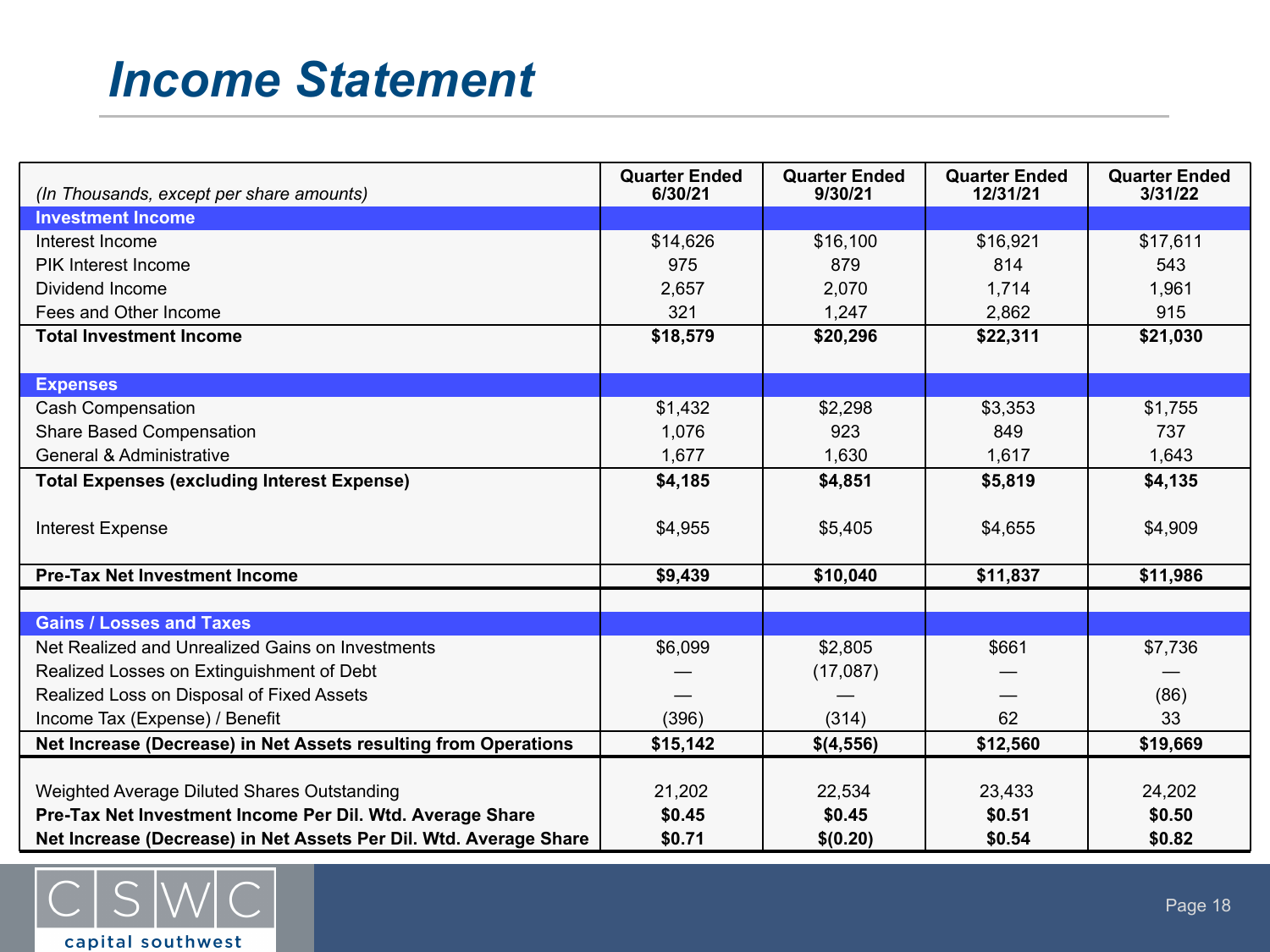# Income Statement

| *(In Thousands, except per share amounts)* | Quarter Ended 6/30/21 | Quarter Ended 9/30/21 | Quarter Ended 12/31/21 | Quarter Ended 3/31/22 |
|---|---|---|---|---|
| **Investment Income** | | | | |
| Interest Income | $14,626 | $16,100 | $16,921 | $17,611 |
| PIK Interest Income | 975 | 879 | 814 | 543 |
| Dividend Income | 2,657 | 2,070 | 1,714 | 1,961 |
| Fees and Other Income | 321 | 1,247 | 2,862 | 915 |
| **Total Investment Income** | **$18,579** | **$20,296** | **$22,311** | **$21,030** |
| **Expenses** | | | | |
| Cash Compensation | $1,432 | $2,298 | $3,353 | $1,755 |
| Share Based Compensation | 1,076 | 923 | 849 | 737 |
| General & Administrative | 1,677 | 1,630 | 1,617 | 1,643 |
| **Total Expenses (excluding Interest Expense)** | **$4,185** | **$4,851** | **$5,819** | **$4,135** |
| Interest Expense | $4,955 | $5,405 | $4,655 | $4,909 |
| **Pre-Tax Net Investment Income** | **$9,439** | **$10,040** | **$11,837** | **$11,986** |
| **Gains / Losses and Taxes** | | | | |
| Net Realized and Unrealized Gains on Investments | $6,099 | $2,805 | $661 | $7,736 |
| Realized Losses on Extinguishment of Debt | — | (17,087) | — | — |
| Realized Loss on Disposal of Fixed Assets | — | — | — | (86) |
| Income Tax (Expense) / Benefit | (396) | (314) | 62 | 33 |
| **Net Increase (Decrease) in Net Assets resulting from Operations** | **$15,142** | **$(4,556)** | **$12,560** | **$19,669** |
| Weighted Average Diluted Shares Outstanding | 21,202 | 22,534 | 23,433 | 24,202 |
| **Pre-Tax Net Investment Income Per Dil. Wtd. Average Share** | **$0.45** | **$0.45** | **$0.51** | **$0.50** |
| **Net Increase (Decrease) in Net Assets Per Dil. Wtd. Average Share** | **$0.71** | **$(0.20)** | **$0.54** | **$0.82** |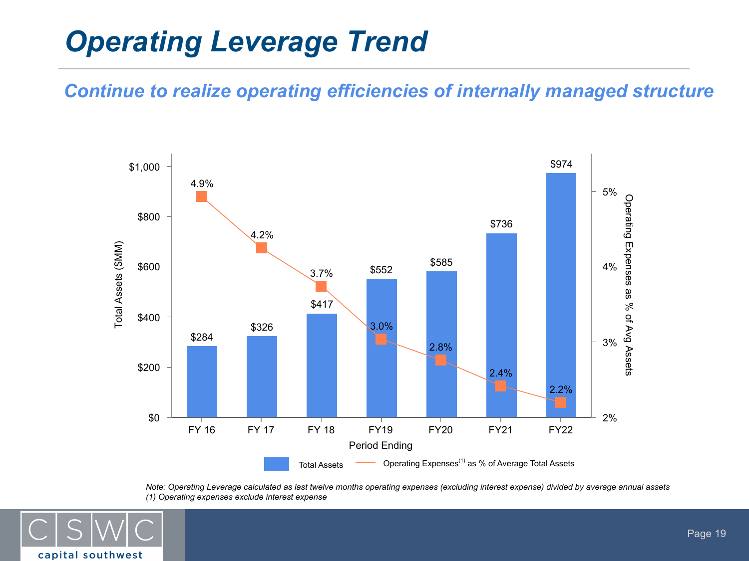# Operating Leverage Trend

## *Continue to realize operating efficiencies of internally managed structure*

| Period Ending | Total Assets ($MM) | Operating Expenses[1] as % of Average Total Assets |
|---|---|---|
| FY 16 | $284 | 4.9% |
| FY 17 | $326 | 4.2% |
| FY 18 | $417 | 3.7% |
| FY19 | $552 | 3.0% |
| FY20 | $585 | 2.8% |
| FY21 | $736 | 2.4% |
| FY22 | $974 | 2.2% |

*Note: Operating Leverage calculated as last twelve months operating expenses (excluding interest expense) divided by average annual assets*
*(1) Operating expenses exclude interest expense*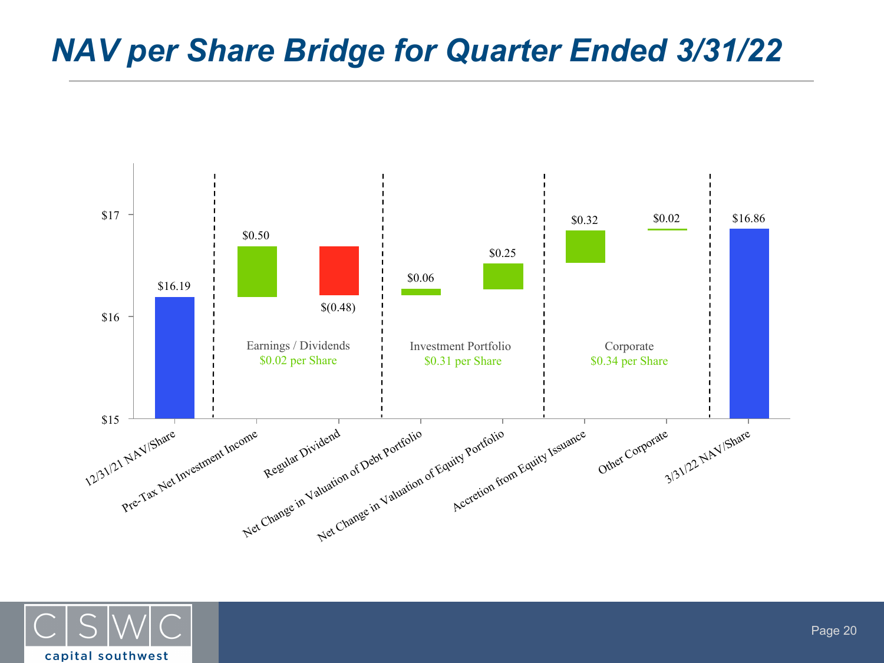# NAV per Share Bridge for Quarter Ended 3/31/22

| Item | Value |
|---|---|
| 12/31/21 NAV/Share | $16.19 |
| **Earnings / Dividends: $0.02 per Share** | |
| Pre-Tax Net Investment Income | $0.50 |
| Regular Dividend | $(0.48) |
| **Investment Portfolio: $0.31 per Share** | |
| Net Change in Valuation of Debt Portfolio | $0.06 |
| Net Change in Valuation of Equity Portfolio | $0.25 |
| **Corporate: $0.34 per Share** | |
| Accretion from Equity Issuance | $0.32 |
| Other Corporate | $0.02 |
| 3/31/22 NAV/Share | $16.86 |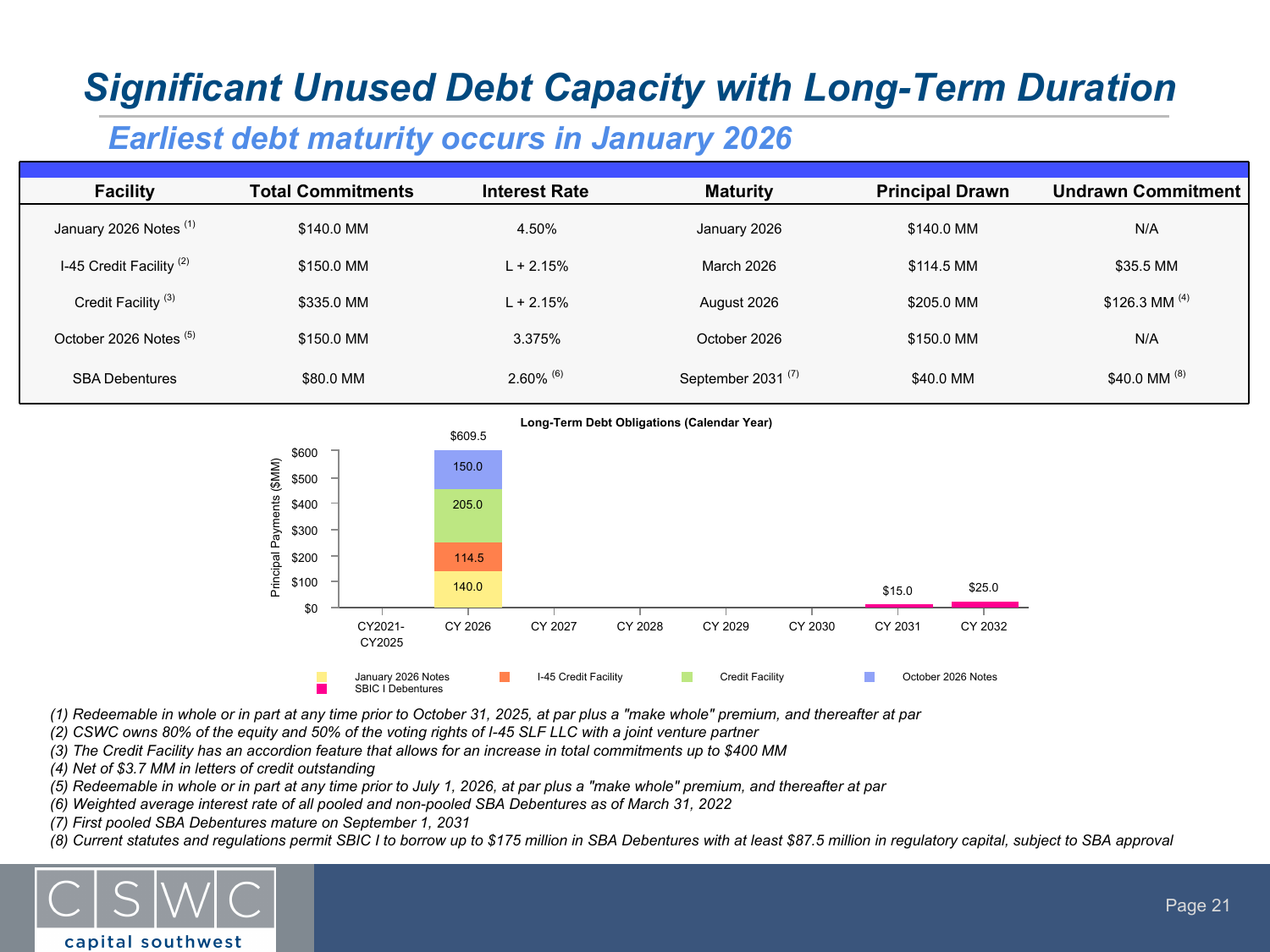# Significant Unused Debt Capacity with Long-Term Duration

## Earliest debt maturity occurs in January 2026

| Facility | Total Commitments | Interest Rate | Maturity | Principal Drawn | Undrawn Commitment |
|---|---|---|---|---|---|
| January 2026 Notes (1) | $140.0 MM | 4.50% | January 2026 | $140.0 MM | N/A |
| I-45 Credit Facility (2) | $150.0 MM | L + 2.15% | March 2026 | $114.5 MM | $35.5 MM |
| Credit Facility (3) | $335.0 MM | L + 2.15% | August 2026 | $205.0 MM | $126.3 MM (4) |
| October 2026 Notes (5) | $150.0 MM | 3.375% | October 2026 | $150.0 MM | N/A |
| SBA Debentures | $80.0 MM | 2.60% (6) | September 2031 (7) | $40.0 MM | $40.0 MM (8) |

**Long-Term Debt Obligations (Calendar Year)**

Principal Payments ($MM)

| Calendar Year | January 2026 Notes | I-45 Credit Facility | Credit Facility | October 2026 Notes | SBIC I Debentures | Total |
|---|---|---|---|---|---|---|
| CY2021-CY2025 | | | | | | |
| CY 2026 | 140.0 | 114.5 | 205.0 | 150.0 | | $609.5 |
| CY 2027 | | | | | | |
| CY 2028 | | | | | | |
| CY 2029 | | | | | | |
| CY 2030 | | | | | | |
| CY 2031 | | | | | $15.0 | $15.0 |
| CY 2032 | | | | | $25.0 | $25.0 |

*(1) Redeemable in whole or in part at any time prior to October 31, 2025, at par plus a "make whole" premium, and thereafter at par*
*(2) CSWC owns 80% of the equity and 50% of the voting rights of I-45 SLF LLC with a joint venture partner*
*(3) The Credit Facility has an accordion feature that allows for an increase in total commitments up to $400 MM*
*(4) Net of $3.7 MM in letters of credit outstanding*
*(5) Redeemable in whole or in part at any time prior to July 1, 2026, at par plus a "make whole" premium, and thereafter at par*
*(6) Weighted average interest rate of all pooled and non-pooled SBA Debentures as of March 31, 2022*
*(7) First pooled SBA Debentures mature on September 1, 2031*
*(8) Current statutes and regulations permit SBIC I to borrow up to $175 million in SBA Debentures with at least $87.5 million in regulatory capital, subject to SBA approval*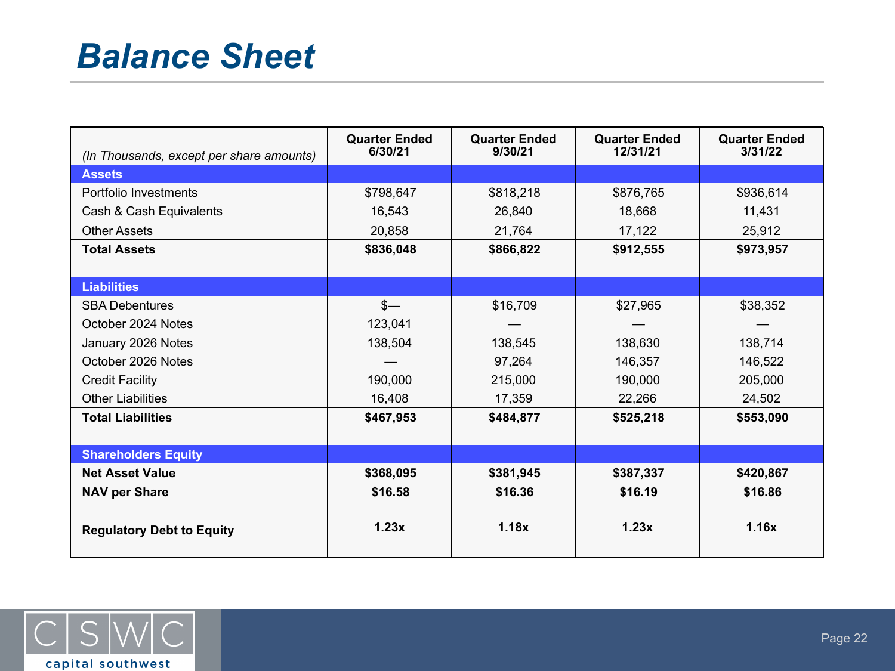# Balance Sheet

| (In Thousands, except per share amounts) | Quarter Ended 6/30/21 | Quarter Ended 9/30/21 | Quarter Ended 12/31/21 | Quarter Ended 3/31/22 |
|---|---|---|---|---|
| **Assets** | | | | |
| Portfolio Investments | $798,647 | $818,218 | $876,765 | $936,614 |
| Cash & Cash Equivalents | 16,543 | 26,840 | 18,668 | 11,431 |
| Other Assets | 20,858 | 21,764 | 17,122 | 25,912 |
| **Total Assets** | **$836,048** | **$866,822** | **$912,555** | **$973,957** |
| **Liabilities** | | | | |
| SBA Debentures | $— | $16,709 | $27,965 | $38,352 |
| October 2024 Notes | 123,041 | — | — | — |
| January 2026 Notes | 138,504 | 138,545 | 138,630 | 138,714 |
| October 2026 Notes | — | 97,264 | 146,357 | 146,522 |
| Credit Facility | 190,000 | 215,000 | 190,000 | 205,000 |
| Other Liabilities | 16,408 | 17,359 | 22,266 | 24,502 |
| **Total Liabilities** | **$467,953** | **$484,877** | **$525,218** | **$553,090** |
| **Shareholders Equity** | | | | |
| **Net Asset Value** | **$368,095** | **$381,945** | **$387,337** | **$420,867** |
| **NAV per Share** | **$16.58** | **$16.36** | **$16.19** | **$16.86** |
| **Regulatory Debt to Equity** | **1.23x** | **1.18x** | **1.23x** | **1.16x** |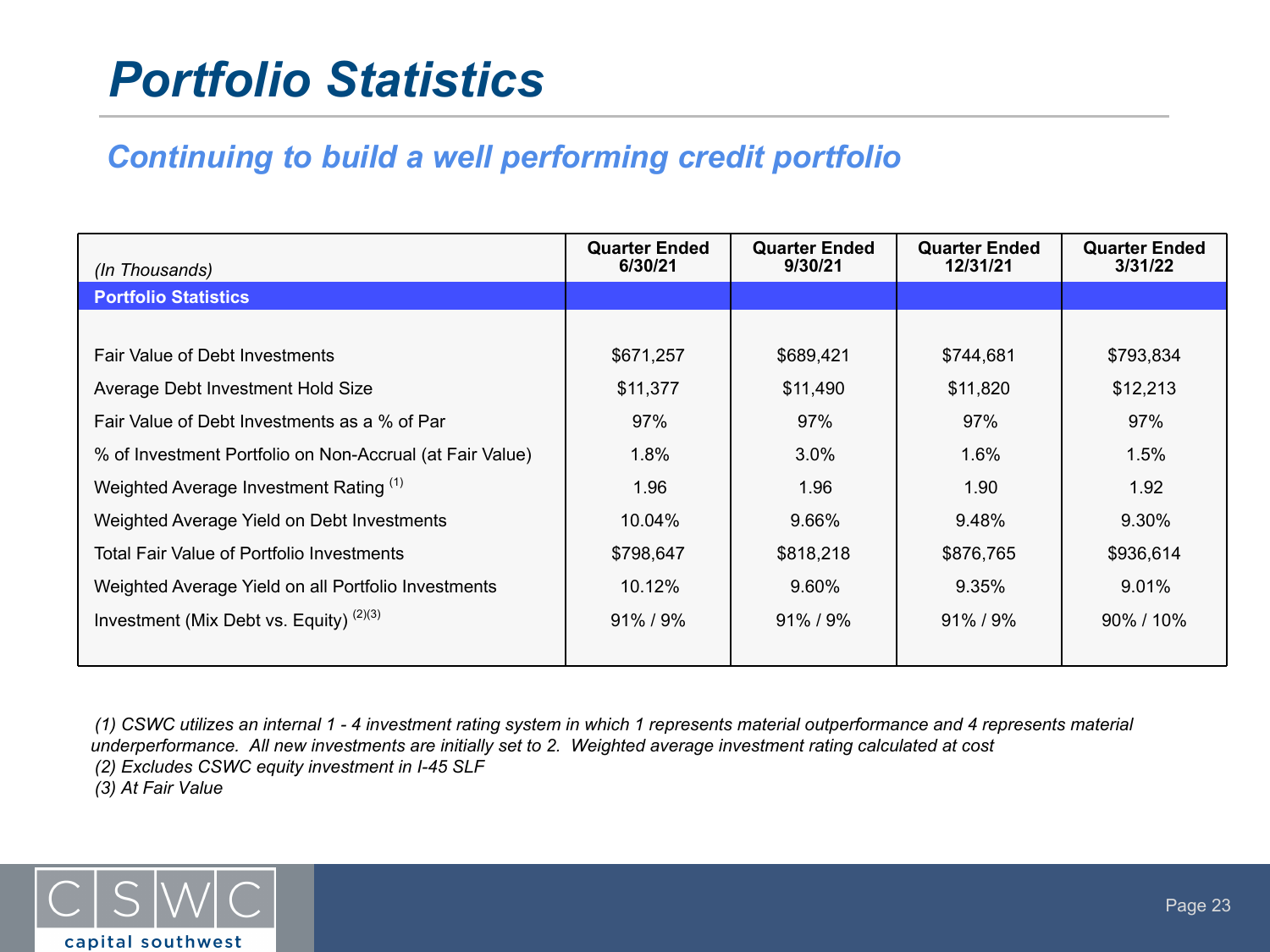# Portfolio Statistics

## *Continuing to build a well performing credit portfolio*

| *(In Thousands)* | Quarter Ended 6/30/21 | Quarter Ended 9/30/21 | Quarter Ended 12/31/21 | Quarter Ended 3/31/22 |
|---|---|---|---|---|
| **Portfolio Statistics** | | | | |
| Fair Value of Debt Investments | $671,257 | $689,421 | $744,681 | $793,834 |
| Average Debt Investment Hold Size | $11,377 | $11,490 | $11,820 | $12,213 |
| Fair Value of Debt Investments as a % of Par | 97% | 97% | 97% | 97% |
| % of Investment Portfolio on Non-Accrual (at Fair Value) | 1.8% | 3.0% | 1.6% | 1.5% |
| Weighted Average Investment Rating (1) | 1.96 | 1.96 | 1.90 | 1.92 |
| Weighted Average Yield on Debt Investments | 10.04% | 9.66% | 9.48% | 9.30% |
| Total Fair Value of Portfolio Investments | $798,647 | $818,218 | $876,765 | $936,614 |
| Weighted Average Yield on all Portfolio Investments | 10.12% | 9.60% | 9.35% | 9.01% |
| Investment (Mix Debt vs. Equity) (2)(3) | 91% / 9% | 91% / 9% | 91% / 9% | 90% / 10% |

*(1) CSWC utilizes an internal 1 - 4 investment rating system in which 1 represents material outperformance and 4 represents material underperformance. All new investments are initially set to 2. Weighted average investment rating calculated at cost*

*(2) Excludes CSWC equity investment in I-45 SLF*

*(3) At Fair Value*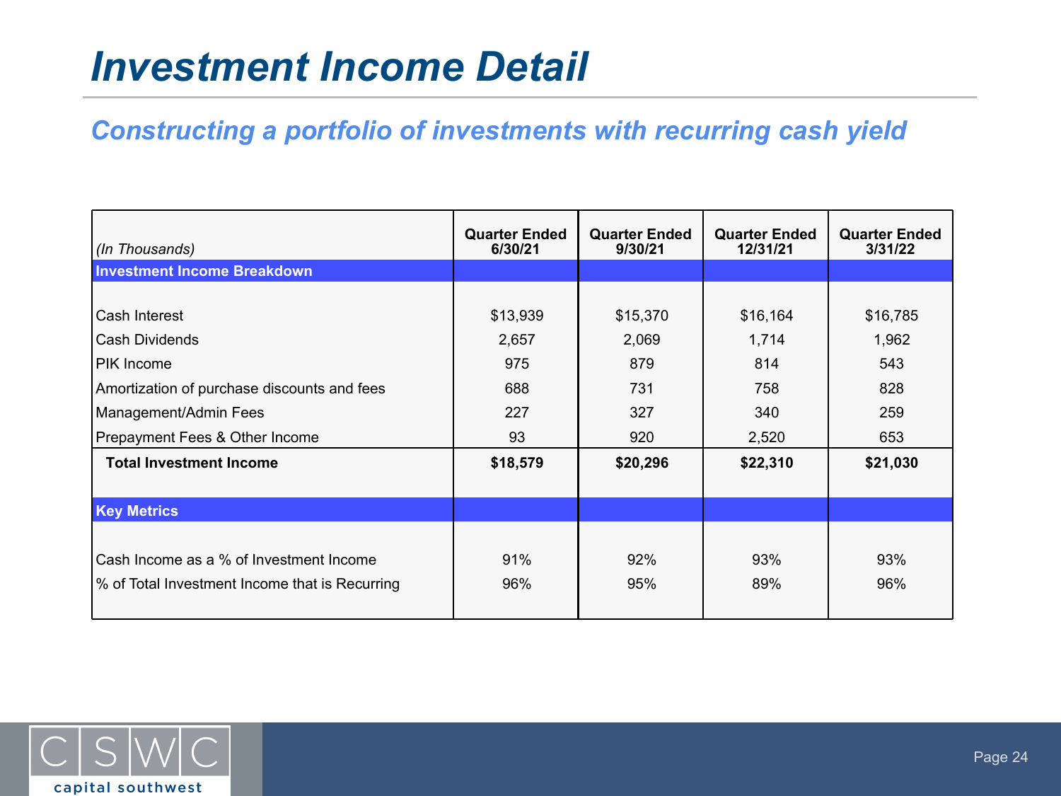# Investment Income Detail

## Constructing a portfolio of investments with recurring cash yield

| *(In Thousands)* | Quarter Ended 6/30/21 | Quarter Ended 9/30/21 | Quarter Ended 12/31/21 | Quarter Ended 3/31/22 |
|---|---|---|---|---|
| **Investment Income Breakdown** | | | | |
| Cash Interest | $13,939 | $15,370 | $16,164 | $16,785 |
| Cash Dividends | 2,657 | 2,069 | 1,714 | 1,962 |
| PIK Income | 975 | 879 | 814 | 543 |
| Amortization of purchase discounts and fees | 688 | 731 | 758 | 828 |
| Management/Admin Fees | 227 | 327 | 340 | 259 |
| Prepayment Fees & Other Income | 93 | 920 | 2,520 | 653 |
| **Total Investment Income** | **$18,579** | **$20,296** | **$22,310** | **$21,030** |
| **Key Metrics** | | | | |
| Cash Income as a % of Investment Income | 91% | 92% | 93% | 93% |
| % of Total Investment Income that is Recurring | 96% | 95% | 89% | 96% |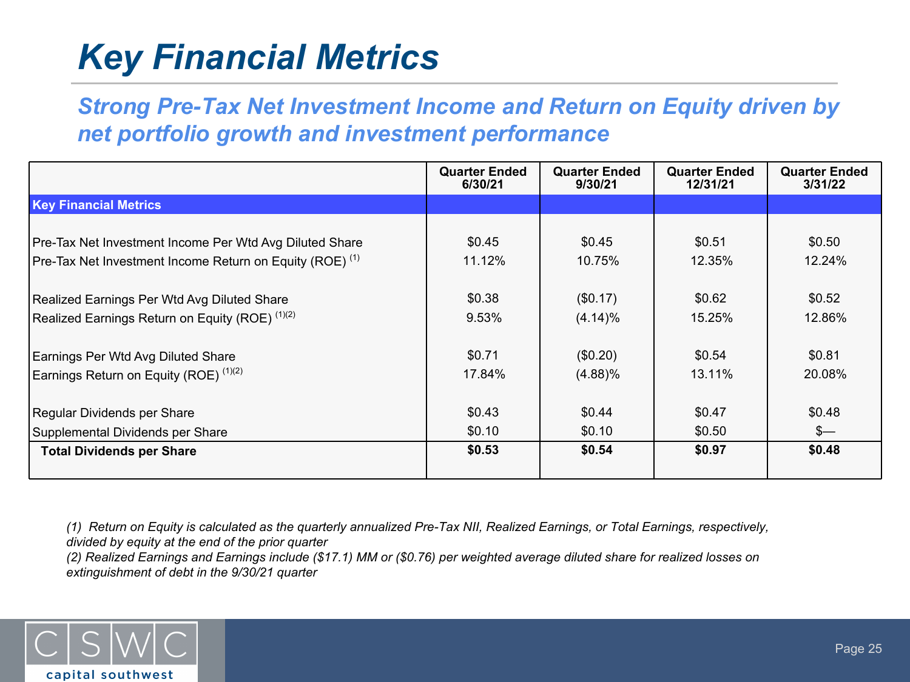# Key Financial Metrics

## *Strong Pre-Tax Net Investment Income and Return on Equity driven by net portfolio growth and investment performance*

| | Quarter Ended 6/30/21 | Quarter Ended 9/30/21 | Quarter Ended 12/31/21 | Quarter Ended 3/31/22 |
|---|---|---|---|---|
| **Key Financial Metrics** | | | | |
| Pre-Tax Net Investment Income Per Wtd Avg Diluted Share | $0.45 | $0.45 | $0.51 | $0.50 |
| Pre-Tax Net Investment Income Return on Equity (ROE) [1] | 11.12% | 10.75% | 12.35% | 12.24% |
| Realized Earnings Per Wtd Avg Diluted Share | $0.38 | ($0.17) | $0.62 | $0.52 |
| Realized Earnings Return on Equity (ROE) [1][2] | 9.53% | (4.14)% | 15.25% | 12.86% |
| Earnings Per Wtd Avg Diluted Share | $0.71 | ($0.20) | $0.54 | $0.81 |
| Earnings Return on Equity (ROE) [1][2] | 17.84% | (4.88)% | 13.11% | 20.08% |
| Regular Dividends per Share | $0.43 | $0.44 | $0.47 | $0.48 |
| Supplemental Dividends per Share | $0.10 | $0.10 | $0.50 | $— |
| **Total Dividends per Share** | **$0.53** | **$0.54** | **$0.97** | **$0.48** |

*(1) Return on Equity is calculated as the quarterly annualized Pre-Tax NII, Realized Earnings, or Total Earnings, respectively, divided by equity at the end of the prior quarter*

*(2) Realized Earnings and Earnings include ($17.1) MM or ($0.76) per weighted average diluted share for realized losses on extinguishment of debt in the 9/30/21 quarter*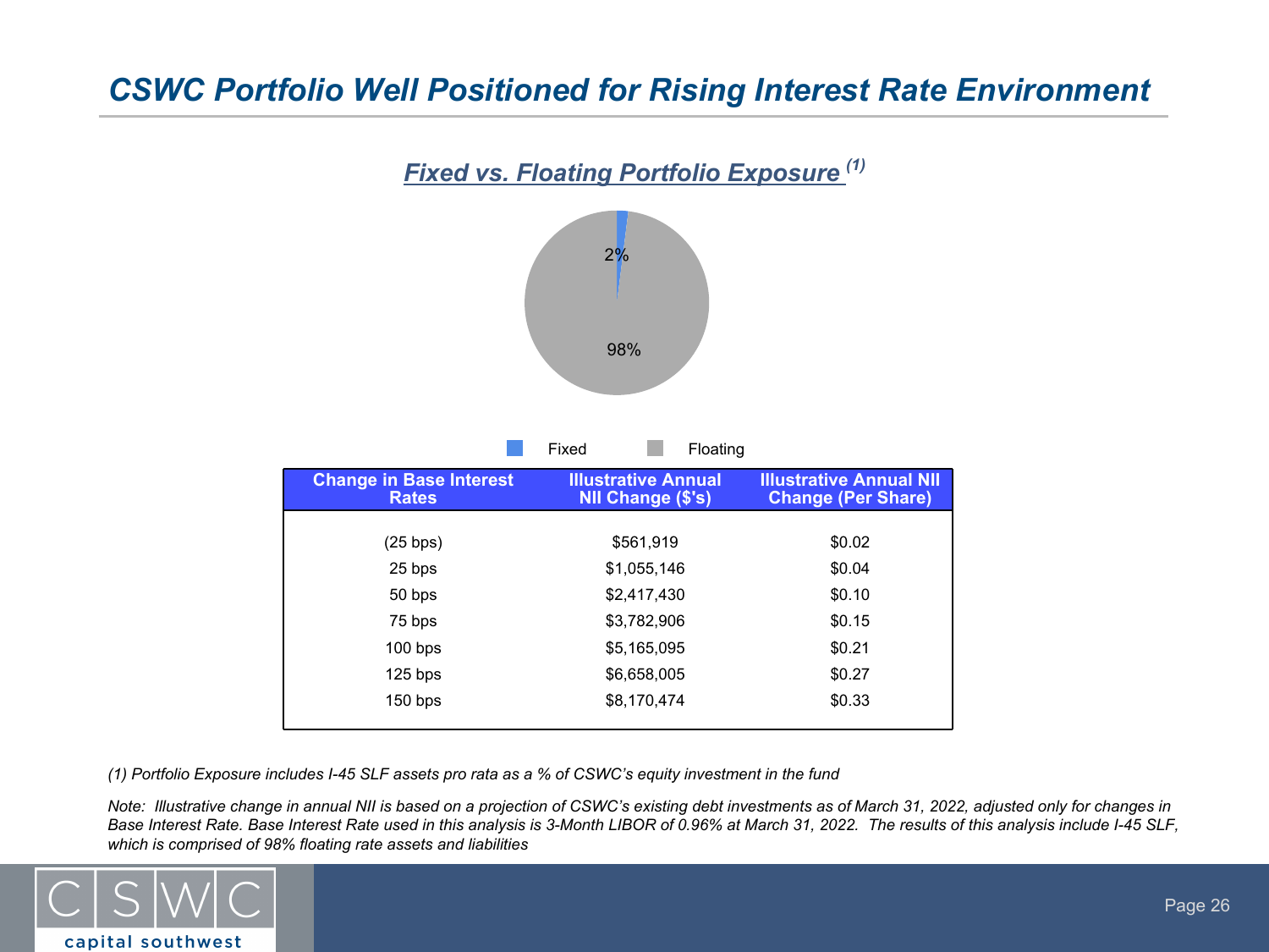# CSWC Portfolio Well Positioned for Rising Interest Rate Environment

## Fixed vs. Floating Portfolio Exposure [(1)]

2%

98%

Fixed Floating

| Change in Base Interest Rates | Illustrative Annual NII Change ($'s) | Illustrative Annual NII Change (Per Share) |
|---|---|---|
| (25 bps) | $561,919 | $0.02 |
| 25 bps | $1,055,146 | $0.04 |
| 50 bps | $2,417,430 | $0.10 |
| 75 bps | $3,782,906 | $0.15 |
| 100 bps | $5,165,095 | $0.21 |
| 125 bps | $6,658,005 | $0.27 |
| 150 bps | $8,170,474 | $0.33 |

*(1) Portfolio Exposure includes I-45 SLF assets pro rata as a % of CSWC's equity investment in the fund*

*Note: Illustrative change in annual NII is based on a projection of CSWC's existing debt investments as of March 31, 2022, adjusted only for changes in Base Interest Rate. Base Interest Rate used in this analysis is 3-Month LIBOR of 0.96% at March 31, 2022. The results of this analysis include I-45 SLF, which is comprised of 98% floating rate assets and liabilities*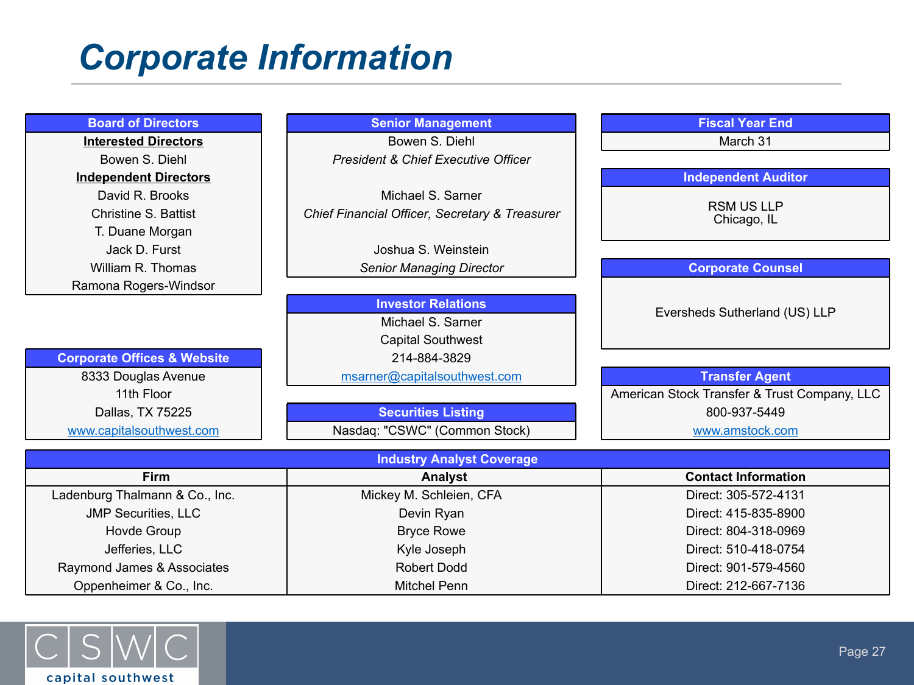# Corporate Information

## Board of Directors

**Interested Directors**

Bowen S. Diehl

**Independent Directors**

David R. Brooks
Christine S. Battist
T. Duane Morgan
Jack D. Furst
William R. Thomas
Ramona Rogers-Windsor

## Senior Management

Bowen S. Diehl
*President & Chief Executive Officer*

Michael S. Sarner
*Chief Financial Officer, Secretary & Treasurer*

Joshua S. Weinstein
*Senior Managing Director*

## Fiscal Year End

March 31

## Independent Auditor

RSM US LLP
Chicago, IL

## Corporate Counsel

Eversheds Sutherland (US) LLP

## Corporate Offices & Website

8333 Douglas Avenue
11th Floor
Dallas, TX 75225
www.capitalsouthwest.com

## Investor Relations

Michael S. Sarner
Capital Southwest
214-884-3829
msarner@capitalsouthwest.com

## Securities Listing

Nasdaq: "CSWC" (Common Stock)

## Transfer Agent

American Stock Transfer & Trust Company, LLC
800-937-5449
www.amstock.com

## Industry Analyst Coverage

| Firm | Analyst | Contact Information |
|---|---|---|
| Ladenburg Thalmann & Co., Inc. | Mickey M. Schleien, CFA | Direct: 305-572-4131 |
| JMP Securities, LLC | Devin Ryan | Direct: 415-835-8900 |
| Hovde Group | Bryce Rowe | Direct: 804-318-0969 |
| Jefferies, LLC | Kyle Joseph | Direct: 510-418-0754 |
| Raymond James & Associates | Robert Dodd | Direct: 901-579-4560 |
| Oppenheimer & Co., Inc. | Mitchel Penn | Direct: 212-667-7136 |